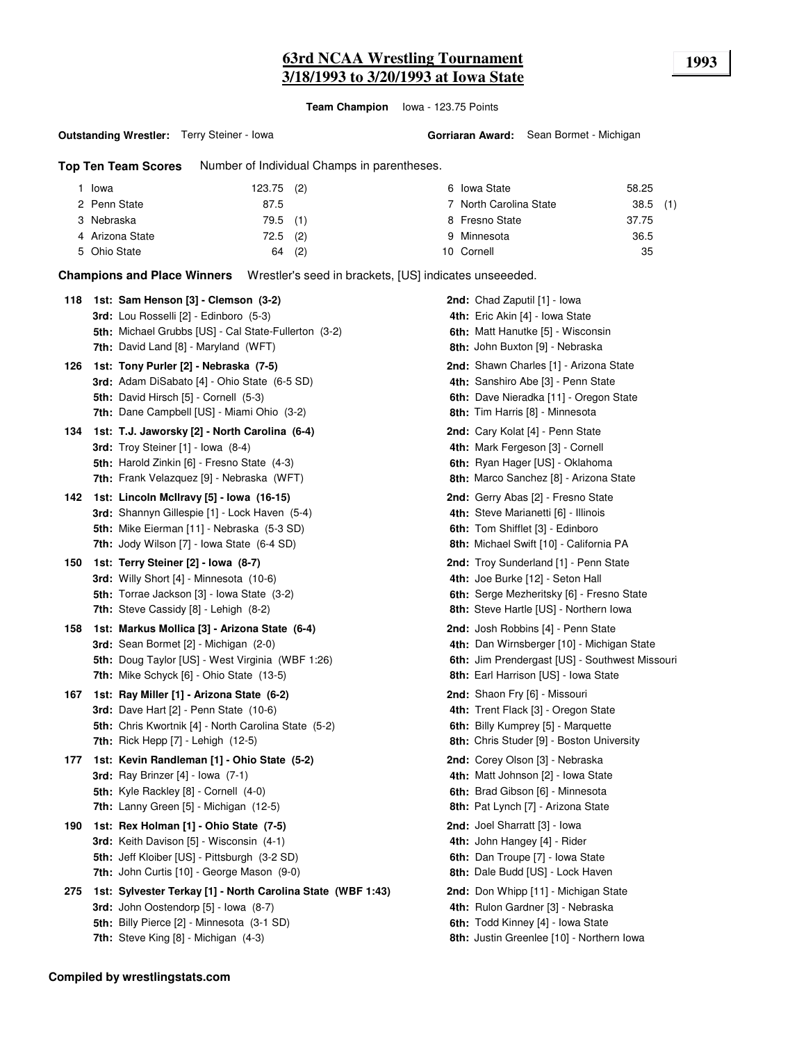# 63rd NCAA Wrestling Tournament
## 3/18/1993 to 3/20/1993 at Iowa State

**1993**

**Team Champion** Iowa - 123.75 Points

**Outstanding Wrestler:** Terry Steiner - Iowa

**Gorriaran Award:** Sean Bormet - Michigan

**Top Ten Team Scores** Number of Individual Champs in parentheses.

| Rank | Team | Points | Champs |
|---|---|---|---|
| 1 | Iowa | 123.75 | (2) |
| 2 | Penn State | 87.5 | |
| 3 | Nebraska | 79.5 | (1) |
| 4 | Arizona State | 72.5 | (2) |
| 5 | Ohio State | 64 | (2) |
| 6 | Iowa State | 58.25 | |
| 7 | North Carolina State | 38.5 | (1) |
| 8 | Fresno State | 37.75 | |
| 9 | Minnesota | 36.5 | |
| 10 | Cornell | 35 | |

**Champions and Place Winners** Wrestler's seed in brackets, [US] indicates unseeeded.

**118**
- **1st: Sam Henson [3] - Clemson (3-2)**
- **2nd:** Chad Zaputil [1] - Iowa
- **3rd:** Lou Rosselli [2] - Edinboro (5-3)
- **4th:** Eric Akin [4] - Iowa State
- **5th:** Michael Grubbs [US] - Cal State-Fullerton (3-2)
- **6th:** Matt Hanutke [5] - Wisconsin
- **7th:** David Land [8] - Maryland (WFT)
- **8th:** John Buxton [9] - Nebraska

**126**
- **1st: Tony Purler [2] - Nebraska (7-5)**
- **2nd:** Shawn Charles [1] - Arizona State
- **3rd:** Adam DiSabato [4] - Ohio State (6-5 SD)
- **4th:** Sanshiro Abe [3] - Penn State
- **5th:** David Hirsch [5] - Cornell (5-3)
- **6th:** Dave Nieradka [11] - Oregon State
- **7th:** Dane Campbell [US] - Miami Ohio (3-2)
- **8th:** Tim Harris [8] - Minnesota

**134**
- **1st: T.J. Jaworsky [2] - North Carolina (6-4)**
- **2nd:** Cary Kolat [4] - Penn State
- **3rd:** Troy Steiner [1] - Iowa (8-4)
- **4th:** Mark Fergeson [3] - Cornell
- **5th:** Harold Zinkin [6] - Fresno State (4-3)
- **6th:** Ryan Hager [US] - Oklahoma
- **7th:** Frank Velazquez [9] - Nebraska (WFT)
- **8th:** Marco Sanchez [8] - Arizona State

**142**
- **1st: Lincoln McIlravy [5] - Iowa (16-15)**
- **2nd:** Gerry Abas [2] - Fresno State
- **3rd:** Shannyn Gillespie [1] - Lock Haven (5-4)
- **4th:** Steve Marianetti [6] - Illinois
- **5th:** Mike Eierman [11] - Nebraska (5-3 SD)
- **6th:** Tom Shifflet [3] - Edinboro
- **7th:** Jody Wilson [7] - Iowa State (6-4 SD)
- **8th:** Michael Swift [10] - California PA

**150**
- **1st: Terry Steiner [2] - Iowa (8-7)**
- **2nd:** Troy Sunderland [1] - Penn State
- **3rd:** Willy Short [4] - Minnesota (10-6)
- **4th:** Joe Burke [12] - Seton Hall
- **5th:** Torrae Jackson [3] - Iowa State (3-2)
- **6th:** Serge Mezheritsky [6] - Fresno State
- **7th:** Steve Cassidy [8] - Lehigh (8-2)
- **8th:** Steve Hartle [US] - Northern Iowa

**158**
- **1st: Markus Mollica [3] - Arizona State (6-4)**
- **2nd:** Josh Robbins [4] - Penn State
- **3rd:** Sean Bormet [2] - Michigan (2-0)
- **4th:** Dan Wirnsberger [10] - Michigan State
- **5th:** Doug Taylor [US] - West Virginia (WBF 1:26)
- **6th:** Jim Prendergast [US] - Southwest Missouri
- **7th:** Mike Schyck [6] - Ohio State (13-5)
- **8th:** Earl Harrison [US] - Iowa State

**167**
- **1st: Ray Miller [1] - Arizona State (6-2)**
- **2nd:** Shaon Fry [6] - Missouri
- **3rd:** Dave Hart [2] - Penn State (10-6)
- **4th:** Trent Flack [3] - Oregon State
- **5th:** Chris Kwortnik [4] - North Carolina State (5-2)
- **6th:** Billy Kumprey [5] - Marquette
- **7th:** Rick Hepp [7] - Lehigh (12-5)
- **8th:** Chris Studer [9] - Boston University

**177**
- **1st: Kevin Randleman [1] - Ohio State (5-2)**
- **2nd:** Corey Olson [3] - Nebraska
- **3rd:** Ray Brinzer [4] - Iowa (7-1)
- **4th:** Matt Johnson [2] - Iowa State
- **5th:** Kyle Rackley [8] - Cornell (4-0)
- **6th:** Brad Gibson [6] - Minnesota
- **7th:** Lanny Green [5] - Michigan (12-5)
- **8th:** Pat Lynch [7] - Arizona State

**190**
- **1st: Rex Holman [1] - Ohio State (7-5)**
- **2nd:** Joel Sharratt [3] - Iowa
- **3rd:** Keith Davison [5] - Wisconsin (4-1)
- **4th:** John Hangey [4] - Rider
- **5th:** Jeff Kloiber [US] - Pittsburgh (3-2 SD)
- **6th:** Dan Troupe [7] - Iowa State
- **7th:** John Curtis [10] - George Mason (9-0)
- **8th:** Dale Budd [US] - Lock Haven

**275**
- **1st: Sylvester Terkay [1] - North Carolina State (WBF 1:43)**
- **2nd:** Don Whipp [11] - Michigan State
- **3rd:** John Oostendorp [5] - Iowa (8-7)
- **4th:** Rulon Gardner [3] - Nebraska
- **5th:** Billy Pierce [2] - Minnesota (3-1 SD)
- **6th:** Todd Kinney [4] - Iowa State
- **7th:** Steve King [8] - Michigan (4-3)
- **8th:** Justin Greenlee [10] - Northern Iowa

**Compiled by wrestlingstats.com**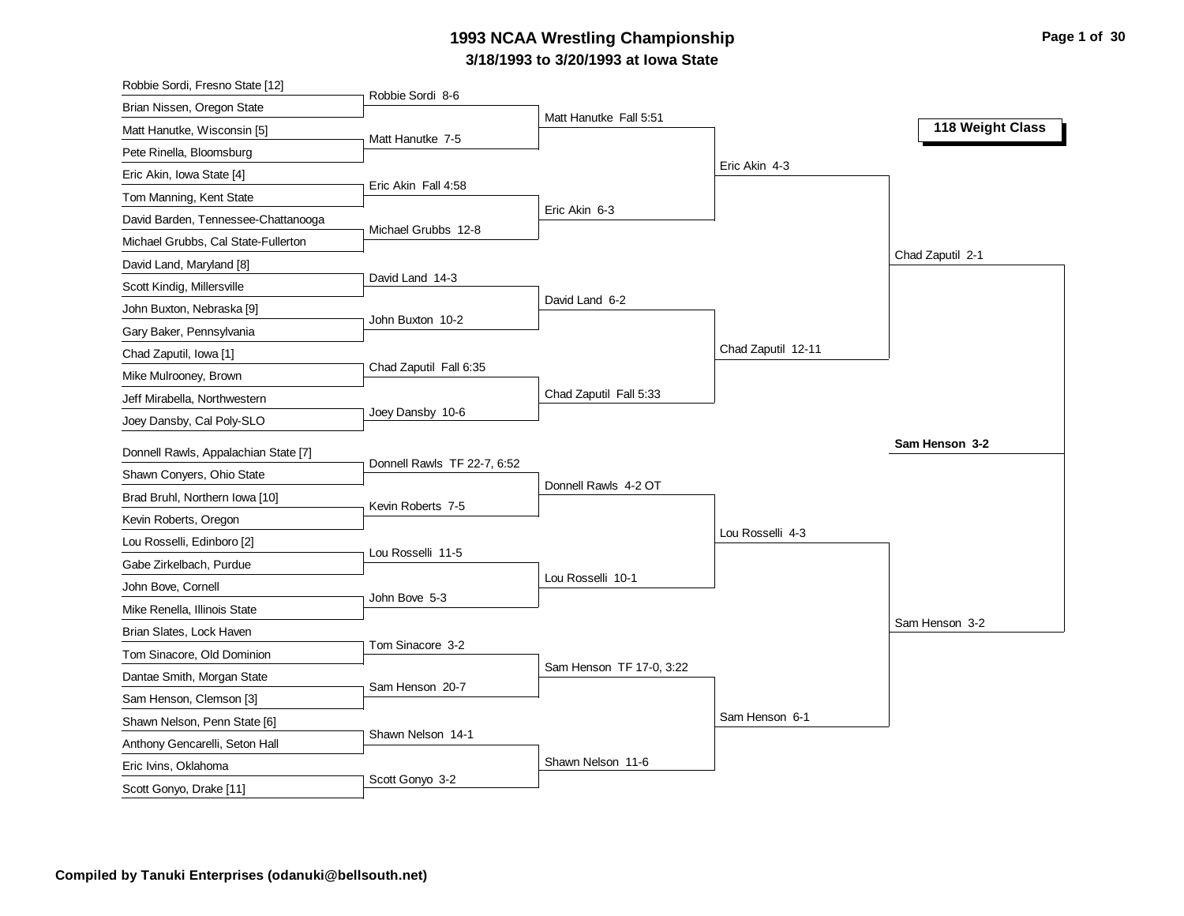# 1993 NCAA Wrestling Championship

## 3/18/1993 to 3/20/1993 at Iowa State

### 118 Weight Class

**First Round**

| Wrestler 1 | Wrestler 2 | Winner |
|---|---|---|
| Robbie Sordi, Fresno State [12] | Brian Nissen, Oregon State | Robbie Sordi 8-6 |
| Matt Hanutke, Wisconsin [5] | Pete Rinella, Bloomsburg | Matt Hanutke 7-5 |
| Eric Akin, Iowa State [4] | Tom Manning, Kent State | Eric Akin Fall 4:58 |
| David Barden, Tennessee-Chattanooga | Michael Grubbs, Cal State-Fullerton | Michael Grubbs 12-8 |
| David Land, Maryland [8] | Scott Kindig, Millersville | David Land 14-3 |
| John Buxton, Nebraska [9] | Gary Baker, Pennsylvania | John Buxton 10-2 |
| Chad Zaputil, Iowa [1] | Mike Mulrooney, Brown | Chad Zaputil Fall 6:35 |
| Jeff Mirabella, Northwestern | Joey Dansby, Cal Poly-SLO | Joey Dansby 10-6 |
| Donnell Rawls, Appalachian State [7] | Shawn Conyers, Ohio State | Donnell Rawls TF 22-7, 6:52 |
| Brad Bruhl, Northern Iowa [10] | Kevin Roberts, Oregon | Kevin Roberts 7-5 |
| Lou Rosselli, Edinboro [2] | Gabe Zirkelbach, Purdue | Lou Rosselli 11-5 |
| John Bove, Cornell | Mike Renella, Illinois State | John Bove 5-3 |
| Brian Slates, Lock Haven | Tom Sinacore, Old Dominion | Tom Sinacore 3-2 |
| Dantae Smith, Morgan State | Sam Henson, Clemson [3] | Sam Henson 20-7 |
| Shawn Nelson, Penn State [6] | Anthony Gencarelli, Seton Hall | Shawn Nelson 14-1 |
| Eric Ivins, Oklahoma | Scott Gonyo, Drake [11] | Scott Gonyo 3-2 |

**Second Round**

| Winner |
|---|
| Matt Hanutke Fall 5:51 |
| Eric Akin 6-3 |
| David Land 6-2 |
| Chad Zaputil Fall 5:33 |
| Donnell Rawls 4-2 OT |
| Lou Rosselli 10-1 |
| Sam Henson TF 17-0, 3:22 |
| Shawn Nelson 11-6 |

**Quarterfinals**

| Winner |
|---|
| Eric Akin 4-3 |
| Chad Zaputil 12-11 |
| Lou Rosselli 4-3 |
| Sam Henson 6-1 |

**Semifinals**

| Winner |
|---|
| Chad Zaputil 2-1 |
| Sam Henson 3-2 |

**Final**

**Sam Henson 3-2**

**Compiled by Tanuki Enterprises (odanuki@bellsouth.net)**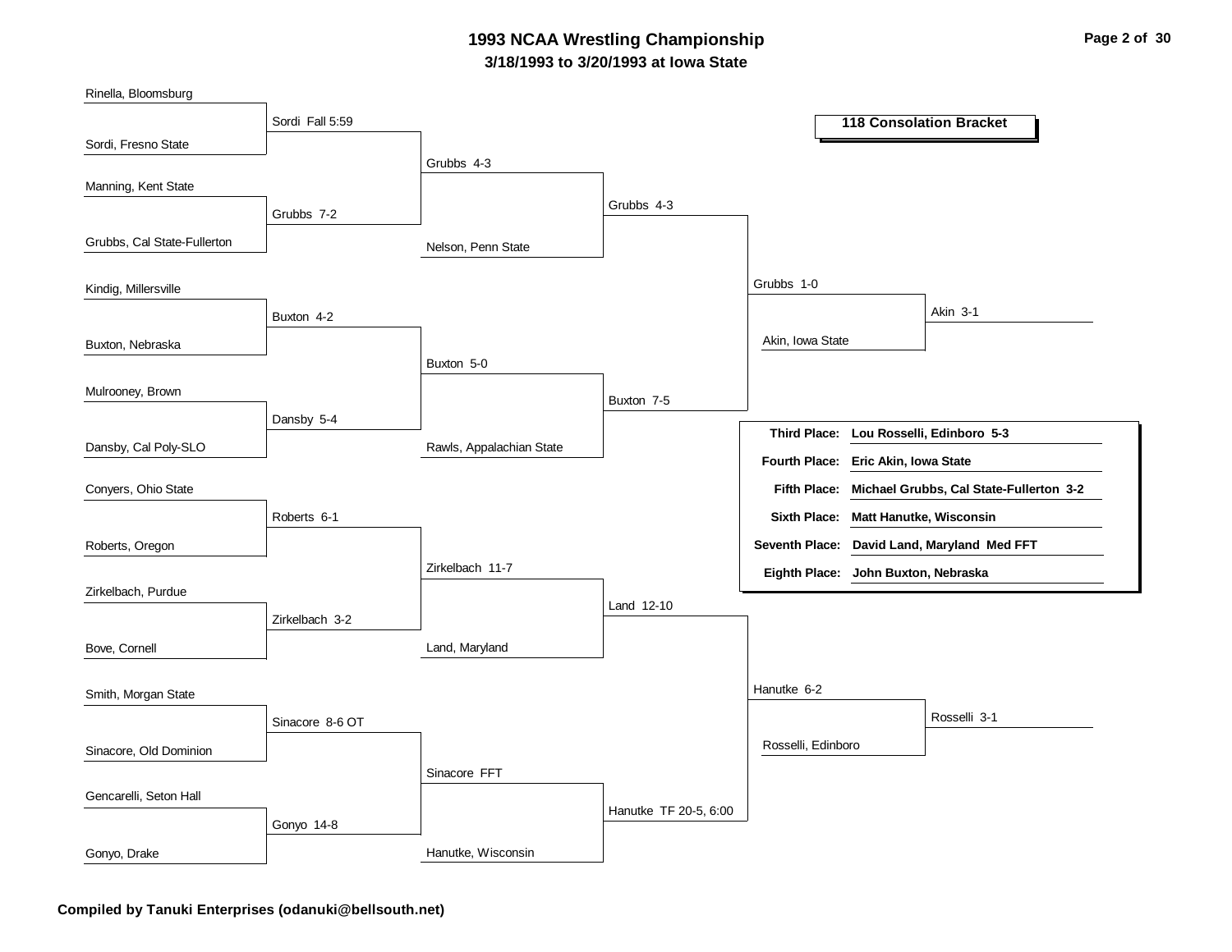# 1993 NCAA Wrestling Championship

**3/18/1993 to 3/20/1993 at Iowa State**

## 118 Consolation Bracket

### First Round

| Wrestler 1 | Wrestler 2 | Result |
|---|---|---|
| Rinella, Bloomsburg | Sordi, Fresno State | Sordi Fall 5:59 |
| Manning, Kent State | Grubbs, Cal State-Fullerton | Grubbs 7-2 |
| Kindig, Millersville | Buxton, Nebraska | Buxton 4-2 |
| Mulrooney, Brown | Dansby, Cal Poly-SLO | Dansby 5-4 |
| Conyers, Ohio State | Roberts, Oregon | Roberts 6-1 |
| Zirkelbach, Purdue | Bove, Cornell | Zirkelbach 3-2 |
| Smith, Morgan State | Sinacore, Old Dominion | Sinacore 8-6 OT |
| Gencarelli, Seton Hall | Gonyo, Drake | Gonyo 14-8 |

### Second Round

| Wrestler 1 | Wrestler 2 | Result |
|---|---|---|
| Sordi | Grubbs | Grubbs 4-3 |
| Buxton | Dansby | Buxton 5-0 |
| Roberts | Zirkelbach | Zirkelbach 11-7 |
| Sinacore | Gonyo | Sinacore FFT |

### Third Round

| Wrestler 1 | Wrestler 2 | Result |
|---|---|---|
| Grubbs | Nelson, Penn State | Grubbs 4-3 |
| Buxton | Rawls, Appalachian State | Buxton 7-5 |
| Zirkelbach | Land, Maryland | Land 12-10 |
| Sinacore | Hanutke, Wisconsin | Hanutke TF 20-5, 6:00 |

### Fourth Round

| Wrestler 1 | Wrestler 2 | Result |
|---|---|---|
| Grubbs | Buxton | Grubbs 1-0 |
| Land | Hanutke | Hanutke 6-2 |

### Fifth Round

| Wrestler 1 | Wrestler 2 | Result |
|---|---|---|
| Grubbs | Akin, Iowa State | Akin 3-1 |
| Hanutke | Rosselli, Edinboro | Rosselli 3-1 |

### Placings

| Place | Wrestler |
|---|---|
| Third Place: | Lou Rosselli, Edinboro 5-3 |
| Fourth Place: | Eric Akin, Iowa State |
| Fifth Place: | Michael Grubbs, Cal State-Fullerton 3-2 |
| Sixth Place: | Matt Hanutke, Wisconsin |
| Seventh Place: | David Land, Maryland Med FFT |
| Eighth Place: | John Buxton, Nebraska |

**Compiled by Tanuki Enterprises (odanuki@bellsouth.net)**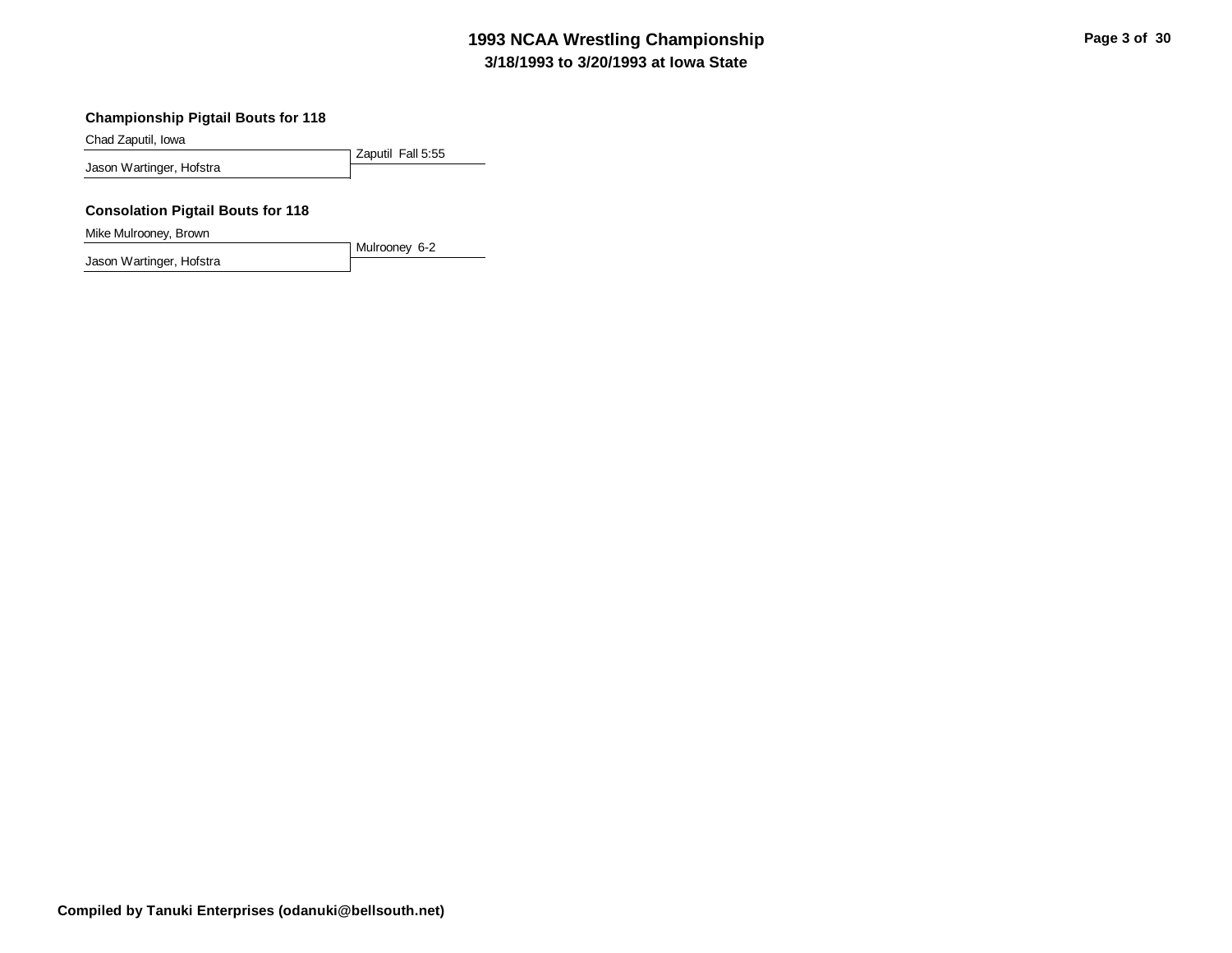# 1993 NCAA Wrestling Championship
## 3/18/1993 to 3/20/1993 at Iowa State

### Championship Pigtail Bouts for 118

Chad Zaputil, Iowa
Jason Wartinger, Hofstra

Zaputil Fall 5:55

### Consolation Pigtail Bouts for 118

Mike Mulrooney, Brown
Jason Wartinger, Hofstra

Mulrooney 6-2

**Compiled by Tanuki Enterprises (odanuki@bellsouth.net)**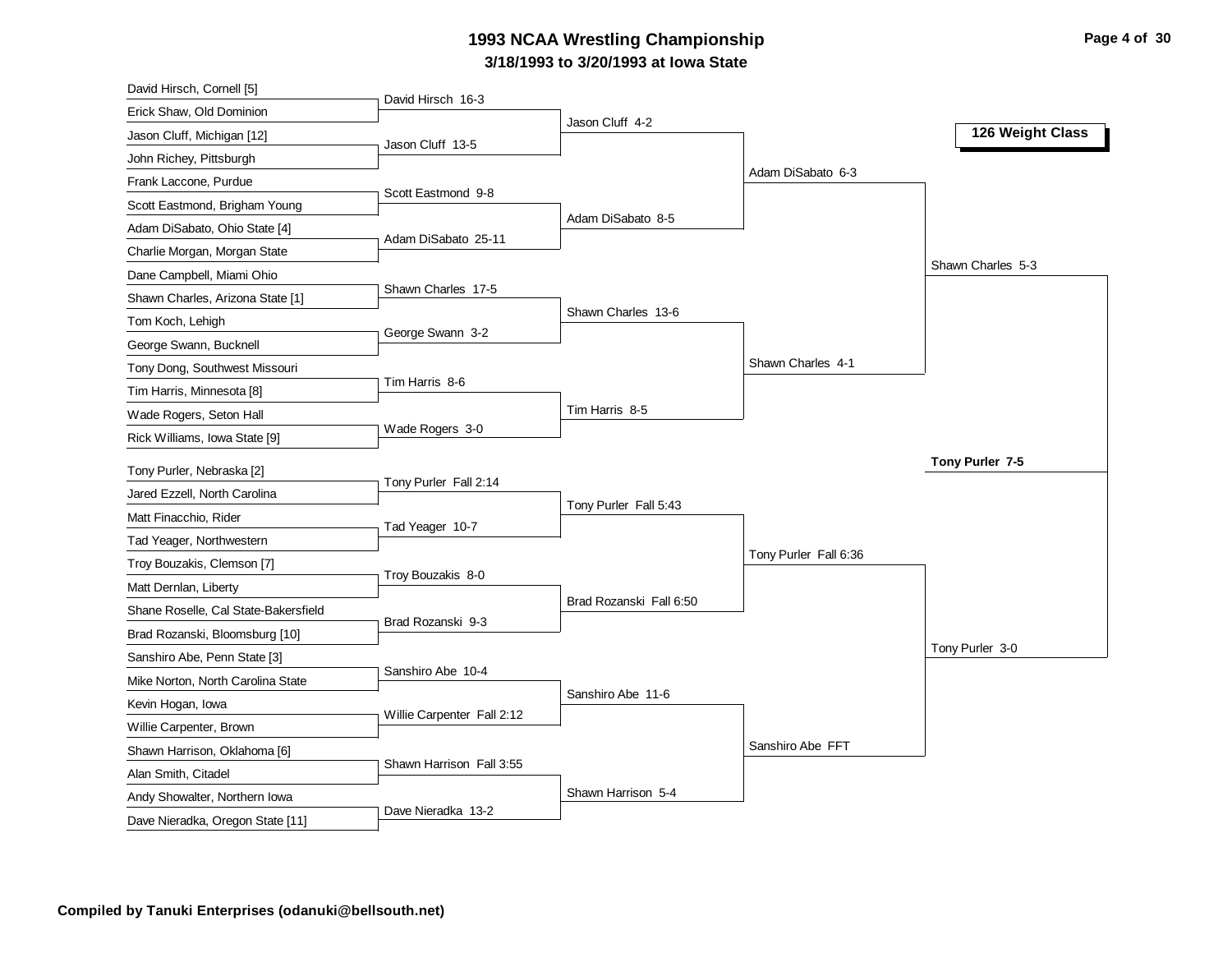# 1993 NCAA Wrestling Championship

### 3/18/1993 to 3/20/1993 at Iowa State

## 126 Weight Class

| First Round | Second Round | Quarterfinals | Semifinals | Finals |
| --- | --- | --- | --- | --- |
| David Hirsch, Cornell [5] | | | | |
| Erick Shaw, Old Dominion | David Hirsch 16-3 | | | |
| Jason Cluff, Michigan [12] | | Jason Cluff 4-2 | | |
| John Richey, Pittsburgh | Jason Cluff 13-5 | | | |
| Frank Laccone, Purdue | | | Adam DiSabato 6-3 | |
| Scott Eastmond, Brigham Young | Scott Eastmond 9-8 | | | |
| Adam DiSabato, Ohio State [4] | | Adam DiSabato 8-5 | | |
| Charlie Morgan, Morgan State | Adam DiSabato 25-11 | | | |
| Dane Campbell, Miami Ohio | | | | Shawn Charles 5-3 |
| Shawn Charles, Arizona State [1] | Shawn Charles 17-5 | | | |
| Tom Koch, Lehigh | | Shawn Charles 13-6 | | |
| George Swann, Bucknell | George Swann 3-2 | | | |
| Tony Dong, Southwest Missouri | | | Shawn Charles 4-1 | |
| Tim Harris, Minnesota [8] | Tim Harris 8-6 | | | |
| Wade Rogers, Seton Hall | | Tim Harris 8-5 | | |
| Rick Williams, Iowa State [9] | Wade Rogers 3-0 | | | |
| Tony Purler, Nebraska [2] | | | | **Tony Purler 7-5** |
| Jared Ezzell, North Carolina | Tony Purler Fall 2:14 | | | |
| Matt Finacchio, Rider | | Tony Purler Fall 5:43 | | |
| Tad Yeager, Northwestern | Tad Yeager 10-7 | | | |
| Troy Bouzakis, Clemson [7] | | | Tony Purler Fall 6:36 | |
| Matt Dernlan, Liberty | Troy Bouzakis 8-0 | | | |
| Shane Roselle, Cal State-Bakersfield | | Brad Rozanski Fall 6:50 | | |
| Brad Rozanski, Bloomsburg [10] | Brad Rozanski 9-3 | | | |
| Sanshiro Abe, Penn State [3] | | | | Tony Purler 3-0 |
| Mike Norton, North Carolina State | Sanshiro Abe 10-4 | | | |
| Kevin Hogan, Iowa | | Sanshiro Abe 11-6 | | |
| Willie Carpenter, Brown | Willie Carpenter Fall 2:12 | | | |
| Shawn Harrison, Oklahoma [6] | | | Sanshiro Abe FFT | |
| Alan Smith, Citadel | Shawn Harrison Fall 3:55 | | | |
| Andy Showalter, Northern Iowa | | Shawn Harrison 5-4 | | |
| Dave Nieradka, Oregon State [11] | Dave Nieradka 13-2 | | | |

**Compiled by Tanuki Enterprises (odanuki@bellsouth.net)**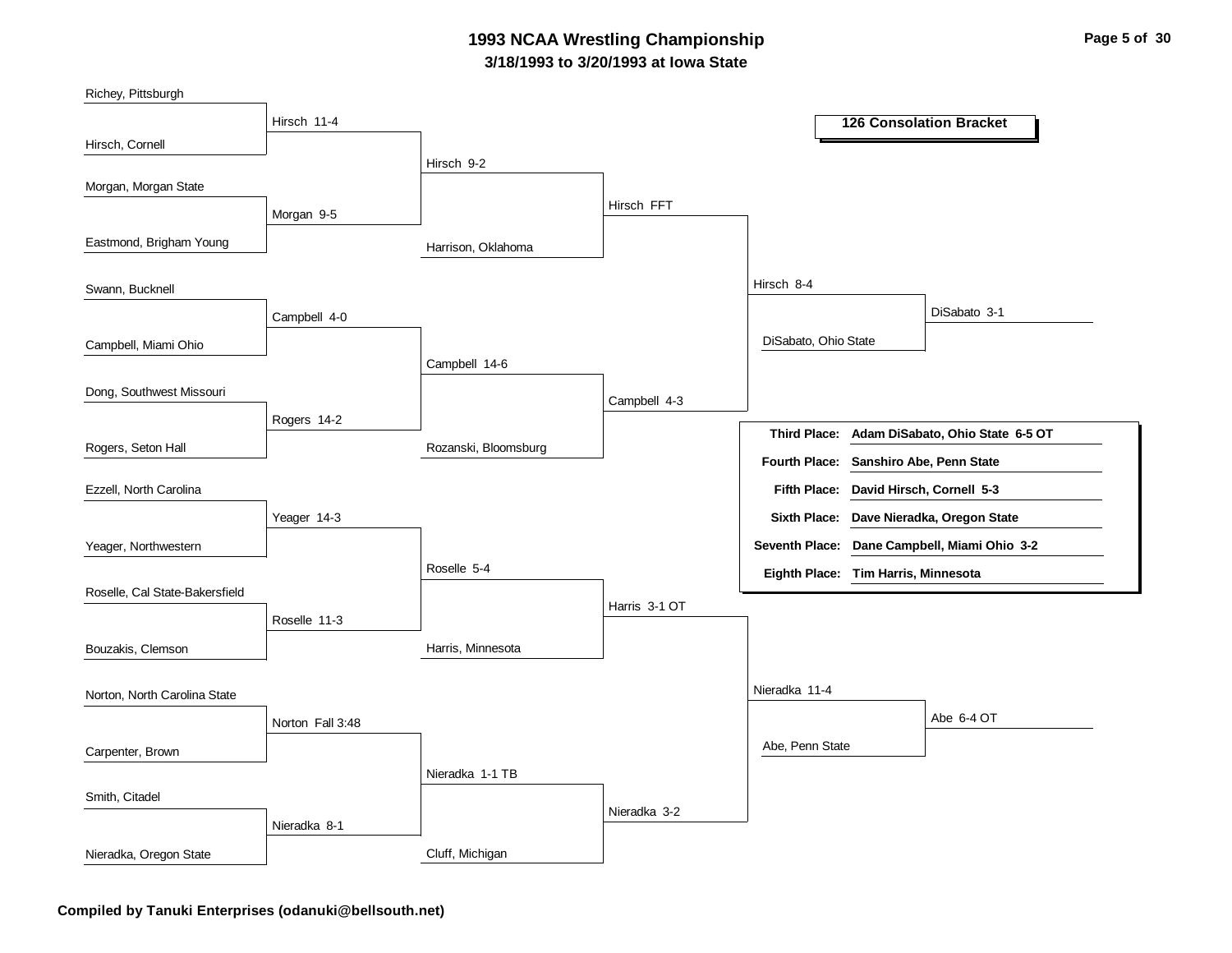# 1993 NCAA Wrestling Championship

### 3/18/1993 to 3/20/1993 at Iowa State

**126 Consolation Bracket**

| Round 1 | Round 2 | Round 3 | Round 4 | Round 5 | Final |
|---|---|---|---|---|---|
| Richey, Pittsburgh | | | | | |
| Hirsch, Cornell | Hirsch 11-4 | | | | |
| Morgan, Morgan State | | Hirsch 9-2 | | | |
| Eastmond, Brigham Young | Morgan 9-5 | Harrison, Oklahoma | Hirsch FFT | | |
| Swann, Bucknell | | | | Hirsch 8-4 | |
| Campbell, Miami Ohio | Campbell 4-0 | | | DiSabato, Ohio State | DiSabato 3-1 |
| Dong, Southwest Missouri | | Campbell 14-6 | | | |
| Rogers, Seton Hall | Rogers 14-2 | Rozanski, Bloomsburg | Campbell 4-3 | | |
| Ezzell, North Carolina | | | | | |
| Yeager, Northwestern | Yeager 14-3 | | | | |
| Roselle, Cal State-Bakersfield | | Roselle 5-4 | | | |
| Bouzakis, Clemson | Roselle 11-3 | Harris, Minnesota | Harris 3-1 OT | | |
| Norton, North Carolina State | | | | Nieradka 11-4 | |
| Carpenter, Brown | Norton Fall 3:48 | | | Abe, Penn State | Abe 6-4 OT |
| Smith, Citadel | | Nieradka 1-1 TB | | | |
| Nieradka, Oregon State | Nieradka 8-1 | Cluff, Michigan | Nieradka 3-2 | | |

| Place | Wrestler |
|---|---|
| Third Place: | Adam DiSabato, Ohio State 6-5 OT |
| Fourth Place: | Sanshiro Abe, Penn State |
| Fifth Place: | David Hirsch, Cornell 5-3 |
| Sixth Place: | Dave Nieradka, Oregon State |
| Seventh Place: | Dane Campbell, Miami Ohio 3-2 |
| Eighth Place: | Tim Harris, Minnesota |

**Compiled by Tanuki Enterprises (odanuki@bellsouth.net)**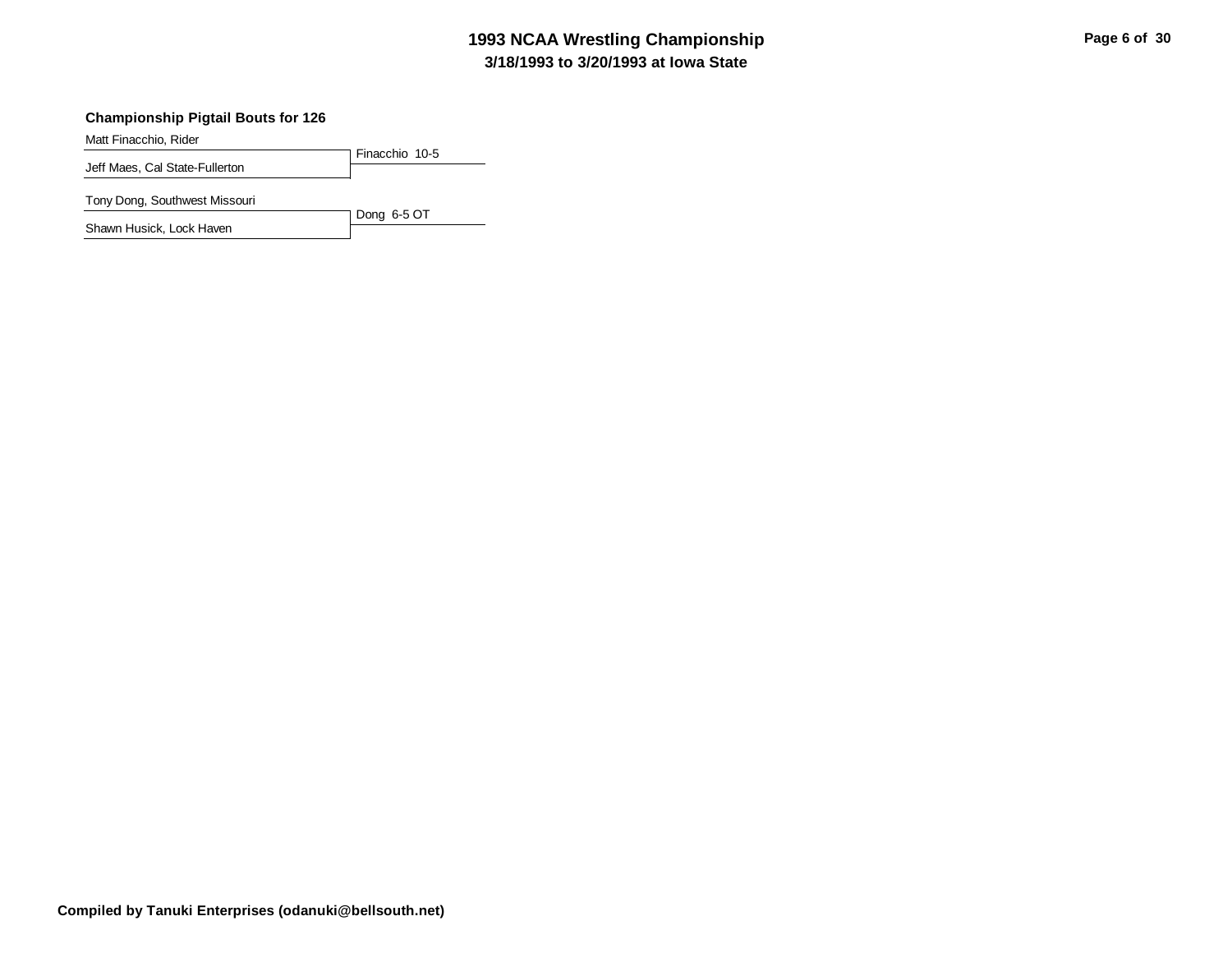### Championship Pigtail Bouts for 126

| Wrestlers | Result |
| --- | --- |
| Matt Finacchio, Rider | Finacchio 10-5 |
| Jeff Maes, Cal State-Fullerton | |
| Tony Dong, Southwest Missouri | Dong 6-5 OT |
| Shawn Husick, Lock Haven | |

Compiled by Tanuki Enterprises (odanuki@bellsouth.net)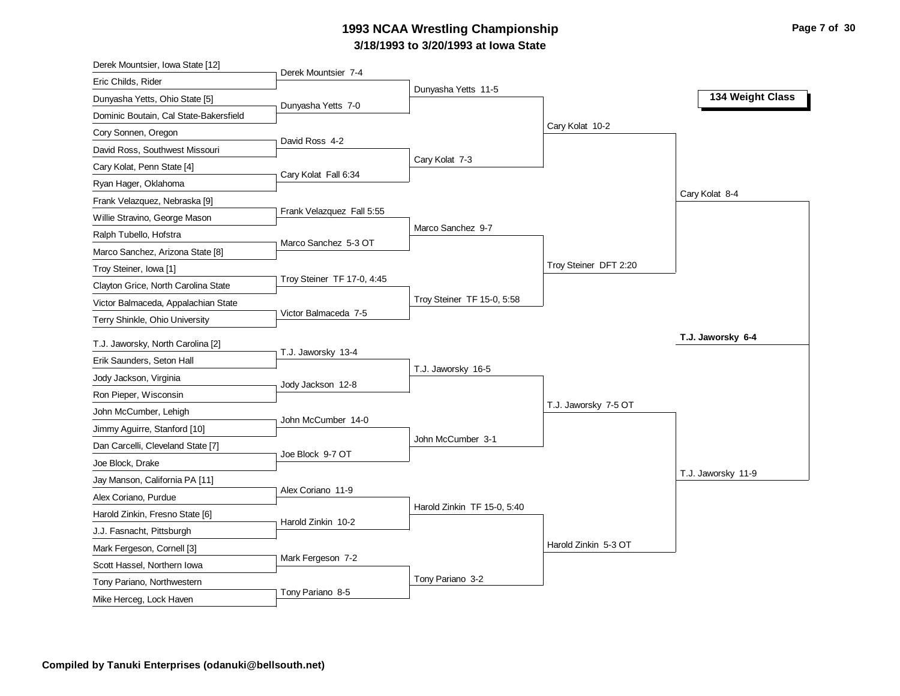# 1993 NCAA Wrestling Championship

## 3/18/1993 to 3/20/1993 at Iowa State

### 134 Weight Class

**First Round**

- Derek Mountsier, Iowa State [12] vs. Eric Childs, Rider — Derek Mountsier 7-4
- Dunyasha Yetts, Ohio State [5] vs. Dominic Boutain, Cal State-Bakersfield — Dunyasha Yetts 7-0
- Cory Sonnen, Oregon vs. David Ross, Southwest Missouri — David Ross 4-2
- Cary Kolat, Penn State [4] vs. Ryan Hager, Oklahoma — Cary Kolat Fall 6:34
- Frank Velazquez, Nebraska [9] vs. Willie Stravino, George Mason — Frank Velazquez Fall 5:55
- Ralph Tubello, Hofstra vs. Marco Sanchez, Arizona State [8] — Marco Sanchez 5-3 OT
- Troy Steiner, Iowa [1] vs. Clayton Grice, North Carolina State — Troy Steiner TF 17-0, 4:45
- Victor Balmaceda, Appalachian State vs. Terry Shinkle, Ohio University — Victor Balmaceda 7-5
- T.J. Jaworsky, North Carolina [2] vs. Erik Saunders, Seton Hall — T.J. Jaworsky 13-4
- Jody Jackson, Virginia vs. Ron Pieper, Wisconsin — Jody Jackson 12-8
- John McCumber, Lehigh vs. Jimmy Aguirre, Stanford [10] — John McCumber 14-0
- Dan Carcelli, Cleveland State [7] vs. Joe Block, Drake — Joe Block 9-7 OT
- Jay Manson, California PA [11] vs. Alex Coriano, Purdue — Alex Coriano 11-9
- Harold Zinkin, Fresno State [6] vs. J.J. Fasnacht, Pittsburgh — Harold Zinkin 10-2
- Mark Fergeson, Cornell [3] vs. Scott Hassel, Northern Iowa — Mark Fergeson 7-2
- Tony Pariano, Northwestern vs. Mike Herceg, Lock Haven — Tony Pariano 8-5

**Second Round**

- Dunyasha Yetts 11-5
- Cary Kolat 7-3
- Marco Sanchez 9-7
- Troy Steiner TF 15-0, 5:58
- T.J. Jaworsky 16-5
- John McCumber 3-1
- Harold Zinkin TF 15-0, 5:40
- Tony Pariano 3-2

**Quarterfinals**

- Cary Kolat 10-2
- Troy Steiner DFT 2:20
- T.J. Jaworsky 7-5 OT
- Harold Zinkin 5-3 OT

**Semifinals**

- Cary Kolat 8-4
- T.J. Jaworsky 11-9

**Final**

- **T.J. Jaworsky 6-4**

**Compiled by Tanuki Enterprises (odanuki@bellsouth.net)**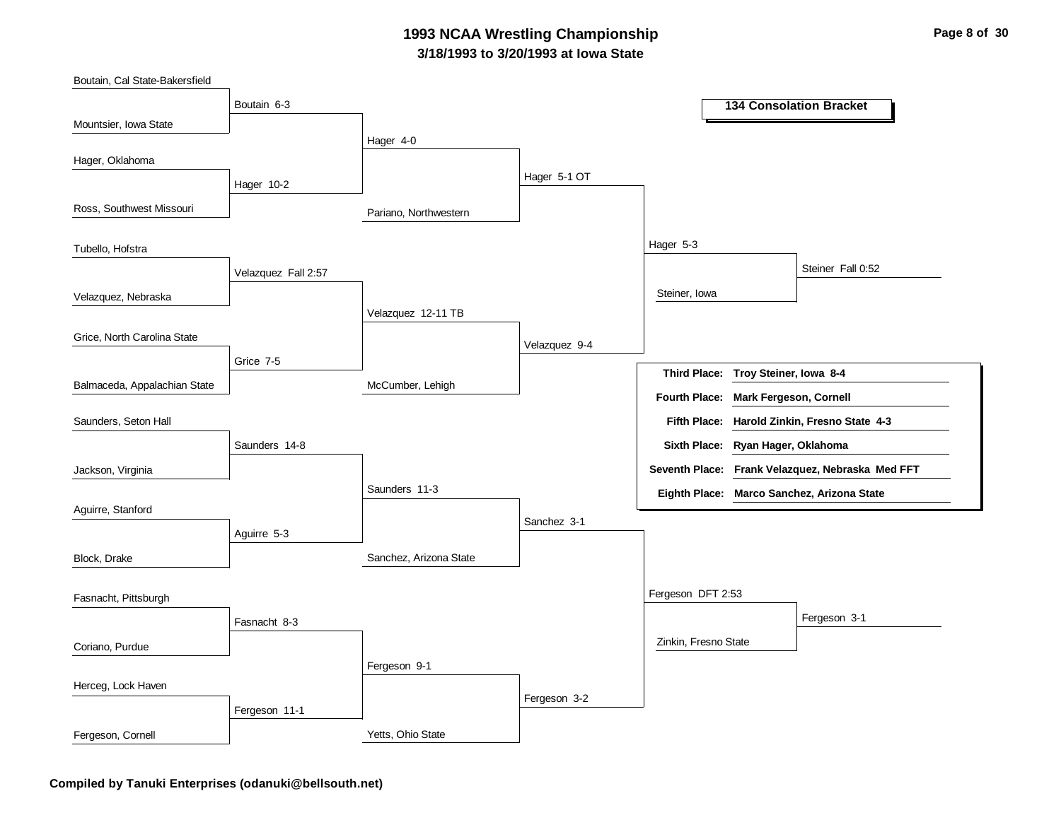# 1993 NCAA Wrestling Championship

**3/18/1993 to 3/20/1993 at Iowa State**

## 134 Consolation Bracket

### First Round
- Boutain, Cal State-Bakersfield vs. Mountsier, Iowa State — Boutain 6-3
- Hager, Oklahoma vs. Ross, Southwest Missouri — Hager 10-2
- Tubello, Hofstra vs. Velazquez, Nebraska — Velazquez Fall 2:57
- Grice, North Carolina State vs. Balmaceda, Appalachian State — Grice 7-5
- Saunders, Seton Hall vs. Jackson, Virginia — Saunders 14-8
- Aguirre, Stanford vs. Block, Drake — Aguirre 5-3
- Fasnacht, Pittsburgh vs. Coriano, Purdue — Fasnacht 8-3
- Herceg, Lock Haven vs. Fergeson, Cornell — Fergeson 11-1

### Second Round
- Boutain vs. Hager — Hager 4-0
- Velazquez vs. Grice — Velazquez 12-11 TB
- Saunders vs. Aguirre — Saunders 11-3
- Fasnacht vs. Fergeson — Fergeson 9-1

### Third Round
- Hager vs. Pariano, Northwestern — Hager 5-1 OT
- Velazquez vs. McCumber, Lehigh — Velazquez 9-4
- Saunders vs. Sanchez, Arizona State — Sanchez 3-1
- Fergeson vs. Yetts, Ohio State — Fergeson 3-2

### Fourth Round
- Hager vs. Velazquez — Hager 5-3
- Sanchez vs. Fergeson — Fergeson DFT 2:53

### Fifth Round
- Hager vs. Steiner, Iowa — Steiner Fall 0:52
- Fergeson vs. Zinkin, Fresno State — Fergeson 3-1

### Placements

| Place | Wrestler |
|---|---|
| **Third Place:** | **Troy Steiner, Iowa 8-4** |
| **Fourth Place:** | **Mark Fergeson, Cornell** |
| **Fifth Place:** | **Harold Zinkin, Fresno State 4-3** |
| **Sixth Place:** | **Ryan Hager, Oklahoma** |
| **Seventh Place:** | **Frank Velazquez, Nebraska Med FFT** |
| **Eighth Place:** | **Marco Sanchez, Arizona State** |

**Compiled by Tanuki Enterprises (odanuki@bellsouth.net)**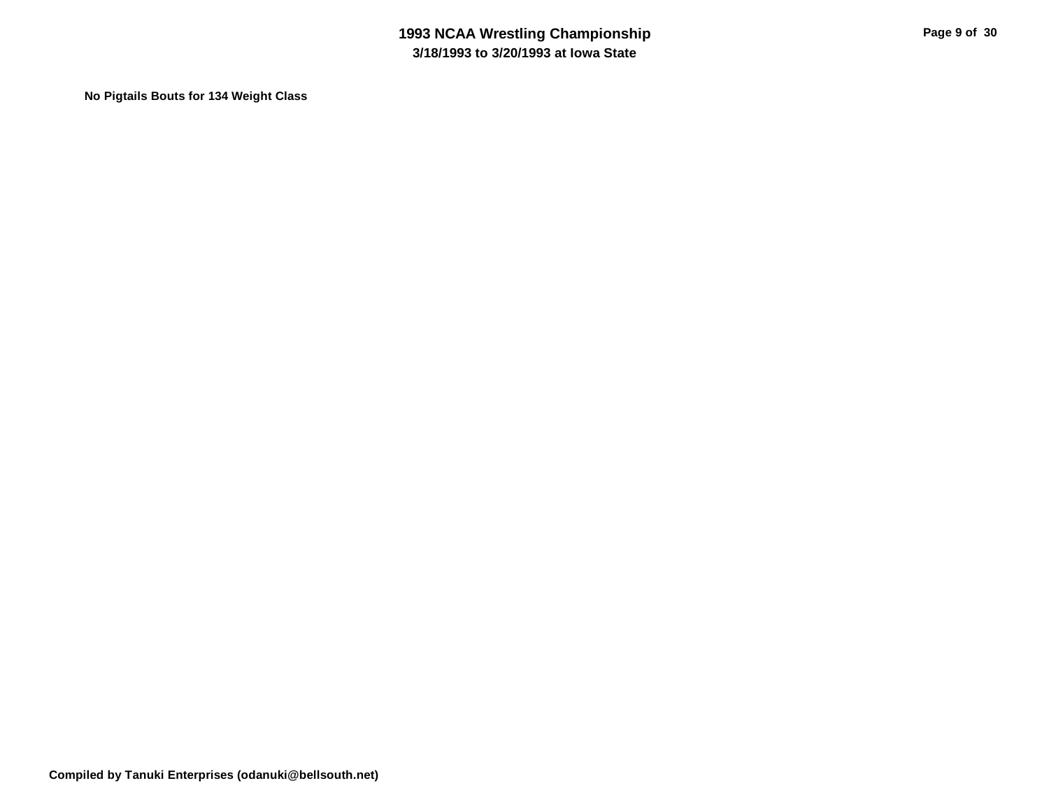No Pigtails Bouts for 134 Weight Class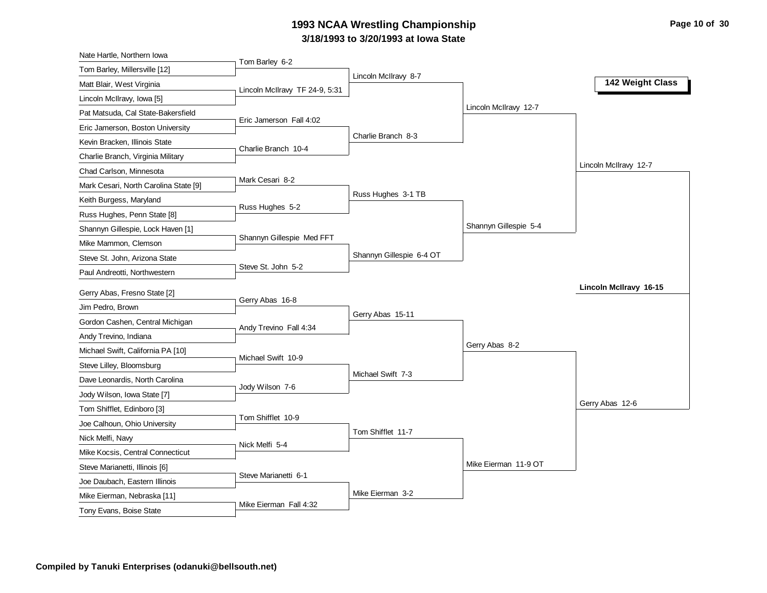# 1993 NCAA Wrestling Championship

## 3/18/1993 to 3/20/1993 at Iowa State

**142 Weight Class**

### First Round

- Nate Hartle, Northern Iowa vs. Tom Barley, Millersville [12] — Tom Barley 6-2
- Matt Blair, West Virginia vs. Lincoln McIlravy, Iowa [5] — Lincoln McIlravy TF 24-9, 5:31
- Pat Matsuda, Cal State-Bakersfield vs. Eric Jamerson, Boston University — Eric Jamerson Fall 4:02
- Kevin Bracken, Illinois State vs. Charlie Branch, Virginia Military — Charlie Branch 10-4
- Chad Carlson, Minnesota vs. Mark Cesari, North Carolina State [9] — Mark Cesari 8-2
- Keith Burgess, Maryland vs. Russ Hughes, Penn State [8] — Russ Hughes 5-2
- Shannyn Gillespie, Lock Haven [1] vs. Mike Mammon, Clemson — Shannyn Gillespie Med FFT
- Steve St. John, Arizona State vs. Paul Andreotti, Northwestern — Steve St. John 5-2
- Gerry Abas, Fresno State [2] vs. Jim Pedro, Brown — Gerry Abas 16-8
- Gordon Cashen, Central Michigan vs. Andy Trevino, Indiana — Andy Trevino Fall 4:34
- Michael Swift, California PA [10] vs. Steve Lilley, Bloomsburg — Michael Swift 10-9
- Dave Leonardis, North Carolina vs. Jody Wilson, Iowa State [7] — Jody Wilson 7-6
- Tom Shifflet, Edinboro [3] vs. Joe Calhoun, Ohio University — Tom Shifflet 10-9
- Nick Melfi, Navy vs. Mike Kocsis, Central Connecticut — Nick Melfi 5-4
- Steve Marianetti, Illinois [6] vs. Joe Daubach, Eastern Illinois — Steve Marianetti 6-1
- Mike Eierman, Nebraska [11] vs. Tony Evans, Boise State — Mike Eierman Fall 4:32

### Second Round

- Lincoln McIlravy 8-7
- Charlie Branch 8-3
- Russ Hughes 3-1 TB
- Shannyn Gillespie 6-4 OT
- Gerry Abas 15-11
- Michael Swift 7-3
- Tom Shifflet 11-7
- Mike Eierman 3-2

### Quarterfinals

- Lincoln McIlravy 12-7
- Shannyn Gillespie 5-4
- Gerry Abas 8-2
- Mike Eierman 11-9 OT

### Semifinals

- Lincoln McIlravy 12-7
- Gerry Abas 12-6

### Final

**Lincoln McIlravy 16-15**

**Compiled by Tanuki Enterprises (odanuki@bellsouth.net)**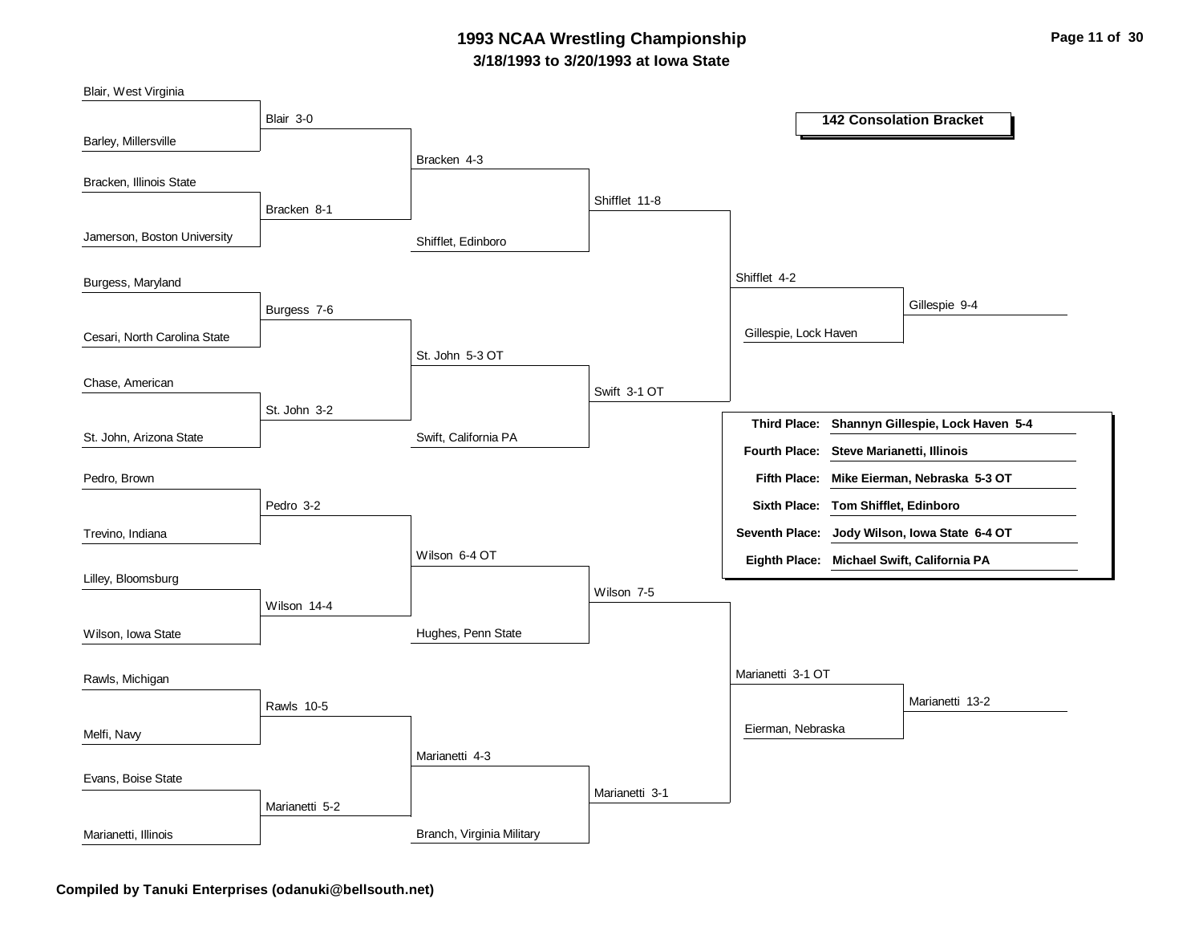# 1993 NCAA Wrestling Championship

**3/18/1993 to 3/20/1993 at Iowa State**

**142 Consolation Bracket**

| Round 1 | Result | Round 2 | Result | Round 3 | Result | Round 4 | Result |
|---|---|---|---|---|---|---|---|
| Blair, West Virginia vs. Barley, Millersville | Blair 3-0 | | | | | | |
| Bracken, Illinois State vs. Jamerson, Boston University | Bracken 8-1 | Blair vs. Bracken | Bracken 4-3 | Bracken vs. Shifflet, Edinboro | Shifflet 11-8 | | |
| Burgess, Maryland vs. Cesari, North Carolina State | Burgess 7-6 | | | | | | |
| Chase, American vs. St. John, Arizona State | St. John 3-2 | Burgess vs. St. John | St. John 5-3 OT | St. John vs. Swift, California PA | Swift 3-1 OT | Shifflet vs. Swift | Shifflet 4-2 |
| Pedro, Brown vs. Trevino, Indiana | Pedro 3-2 | | | | | | |
| Lilley, Bloomsburg vs. Wilson, Iowa State | Wilson 14-4 | Pedro vs. Wilson | Wilson 6-4 OT | Wilson vs. Hughes, Penn State | Wilson 7-5 | | |
| Rawls, Michigan vs. Melfi, Navy | Rawls 10-5 | | | | | | |
| Evans, Boise State vs. Marianetti, Illinois | Marianetti 5-2 | Rawls vs. Marianetti | Marianetti 4-3 | Marianetti vs. Branch, Virginia Military | Marianetti 3-1 | Wilson vs. Marianetti | Marianetti 3-1 OT |

| Round 5 | Result |
|---|---|
| Shifflet vs. Gillespie, Lock Haven | Gillespie 9-4 |
| Marianetti vs. Eierman, Nebraska | Marianetti 13-2 |

| Place | Result |
|---|---|
| **Third Place:** | **Shannyn Gillespie, Lock Haven 5-4** |
| **Fourth Place:** | **Steve Marianetti, Illinois** |
| **Fifth Place:** | **Mike Eierman, Nebraska 5-3 OT** |
| **Sixth Place:** | **Tom Shifflet, Edinboro** |
| **Seventh Place:** | **Jody Wilson, Iowa State 6-4 OT** |
| **Eighth Place:** | **Michael Swift, California PA** |

**Compiled by Tanuki Enterprises (odanuki@bellsouth.net)**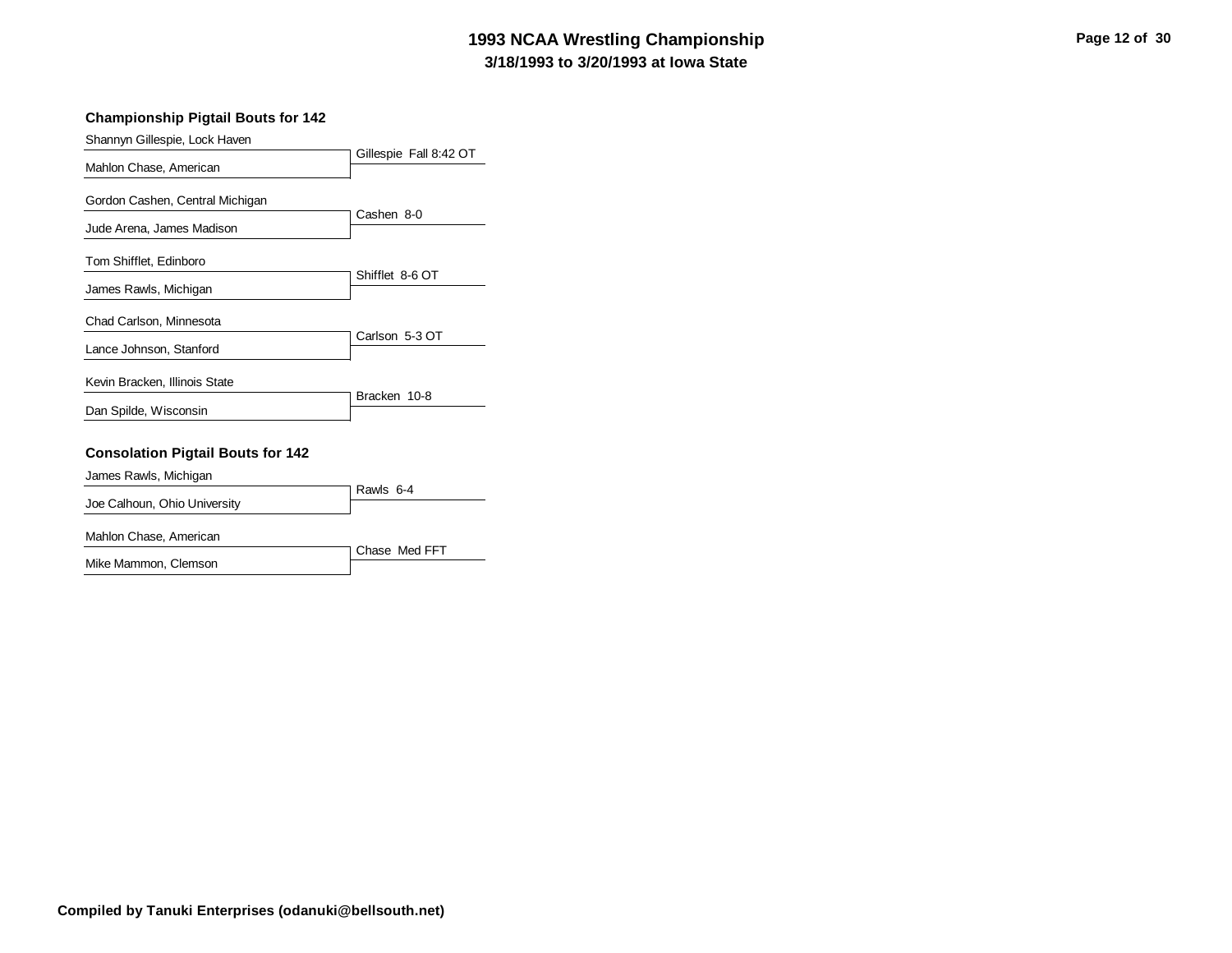# 1993 NCAA Wrestling Championship

## 3/18/1993 to 3/20/1993 at Iowa State

### Championship Pigtail Bouts for 142

| Wrestler 1 | Wrestler 2 | Result |
| --- | --- | --- |
| Shannyn Gillespie, Lock Haven | Mahlon Chase, American | Gillespie Fall 8:42 OT |
| Gordon Cashen, Central Michigan | Jude Arena, James Madison | Cashen 8-0 |
| Tom Shifflet, Edinboro | James Rawls, Michigan | Shifflet 8-6 OT |
| Chad Carlson, Minnesota | Lance Johnson, Stanford | Carlson 5-3 OT |
| Kevin Bracken, Illinois State | Dan Spilde, Wisconsin | Bracken 10-8 |

### Consolation Pigtail Bouts for 142

| Wrestler 1 | Wrestler 2 | Result |
| --- | --- | --- |
| James Rawls, Michigan | Joe Calhoun, Ohio University | Rawls 6-4 |
| Mahlon Chase, American | Mike Mammon, Clemson | Chase Med FFT |

**Compiled by Tanuki Enterprises (odanuki@bellsouth.net)**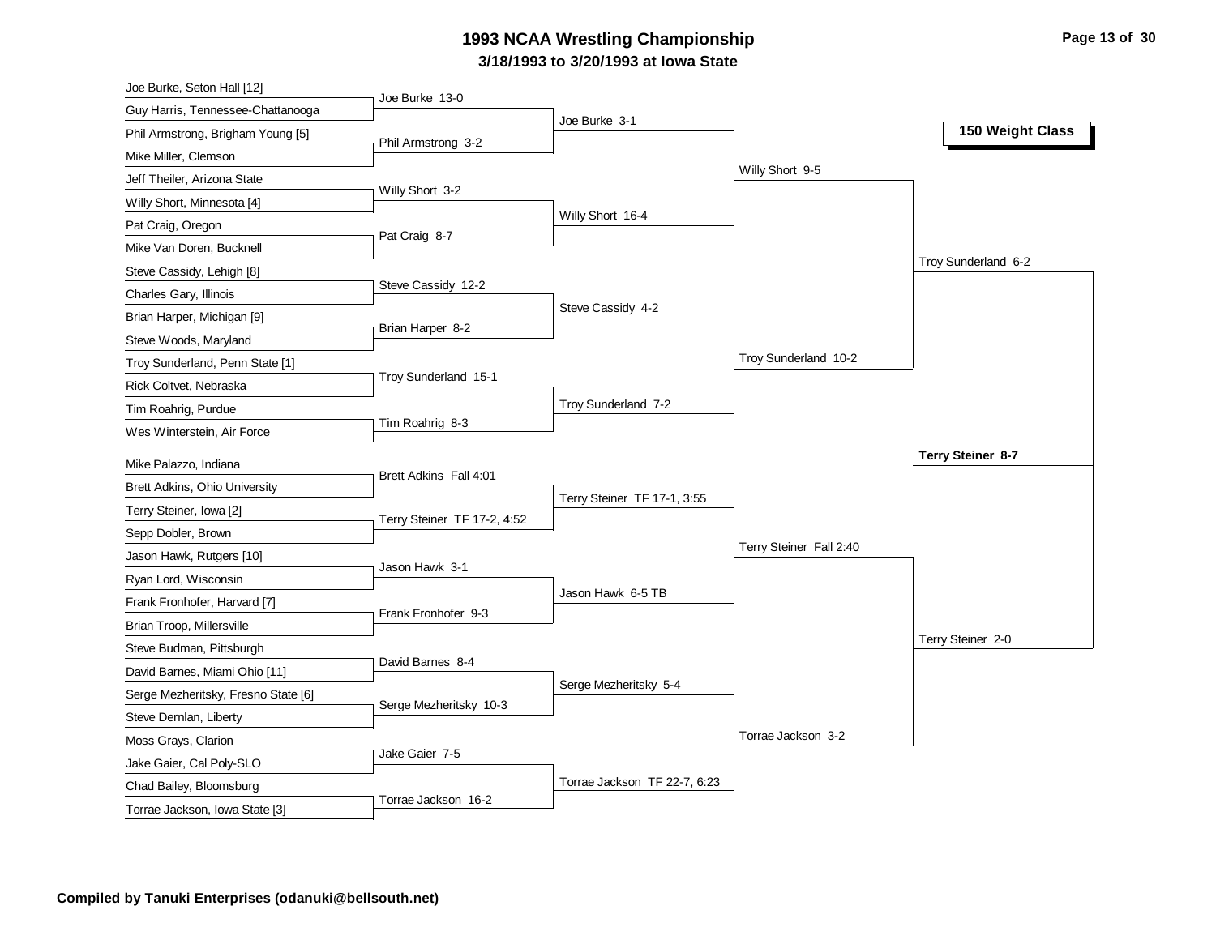# 1993 NCAA Wrestling Championship

**3/18/1993 to 3/20/1993 at Iowa State**

## 150 Weight Class

### First Round

- Joe Burke, Seton Hall [12] vs. Guy Harris, Tennessee-Chattanooga — Joe Burke 13-0
- Phil Armstrong, Brigham Young [5] vs. Mike Miller, Clemson — Phil Armstrong 3-2
- Jeff Theiler, Arizona State vs. Willy Short, Minnesota [4] — Willy Short 3-2
- Pat Craig, Oregon vs. Mike Van Doren, Bucknell — Pat Craig 8-7
- Steve Cassidy, Lehigh [8] vs. Charles Gary, Illinois — Steve Cassidy 12-2
- Brian Harper, Michigan [9] vs. Steve Woods, Maryland — Brian Harper 8-2
- Troy Sunderland, Penn State [1] vs. Rick Coltvet, Nebraska — Troy Sunderland 15-1
- Tim Roahrig, Purdue vs. Wes Winterstein, Air Force — Tim Roahrig 8-3
- Mike Palazzo, Indiana vs. Brett Adkins, Ohio University — Brett Adkins Fall 4:01
- Terry Steiner, Iowa [2] vs. Sepp Dobler, Brown — Terry Steiner TF 17-2, 4:52
- Jason Hawk, Rutgers [10] vs. Ryan Lord, Wisconsin — Jason Hawk 3-1
- Frank Fronhofer, Harvard [7] vs. Brian Troop, Millersville — Frank Fronhofer 9-3
- Steve Budman, Pittsburgh vs. David Barnes, Miami Ohio [11] — David Barnes 8-4
- Serge Mezheritsky, Fresno State [6] vs. Steve Dernlan, Liberty — Serge Mezheritsky 10-3
- Moss Grays, Clarion vs. Jake Gaier, Cal Poly-SLO — Jake Gaier 7-5
- Chad Bailey, Bloomsburg vs. Torrae Jackson, Iowa State [3] — Torrae Jackson 16-2

### Second Round

- Joe Burke 3-1
- Willy Short 16-4
- Steve Cassidy 4-2
- Troy Sunderland 7-2
- Terry Steiner TF 17-1, 3:55
- Jason Hawk 6-5 TB
- Serge Mezheritsky 5-4
- Torrae Jackson TF 22-7, 6:23

### Quarterfinals

- Willy Short 9-5
- Troy Sunderland 10-2
- Terry Steiner Fall 2:40
- Torrae Jackson 3-2

### Semifinals

- Troy Sunderland 6-2
- Terry Steiner 2-0

### Final

**Terry Steiner 8-7**

**Compiled by Tanuki Enterprises (odanuki@bellsouth.net)**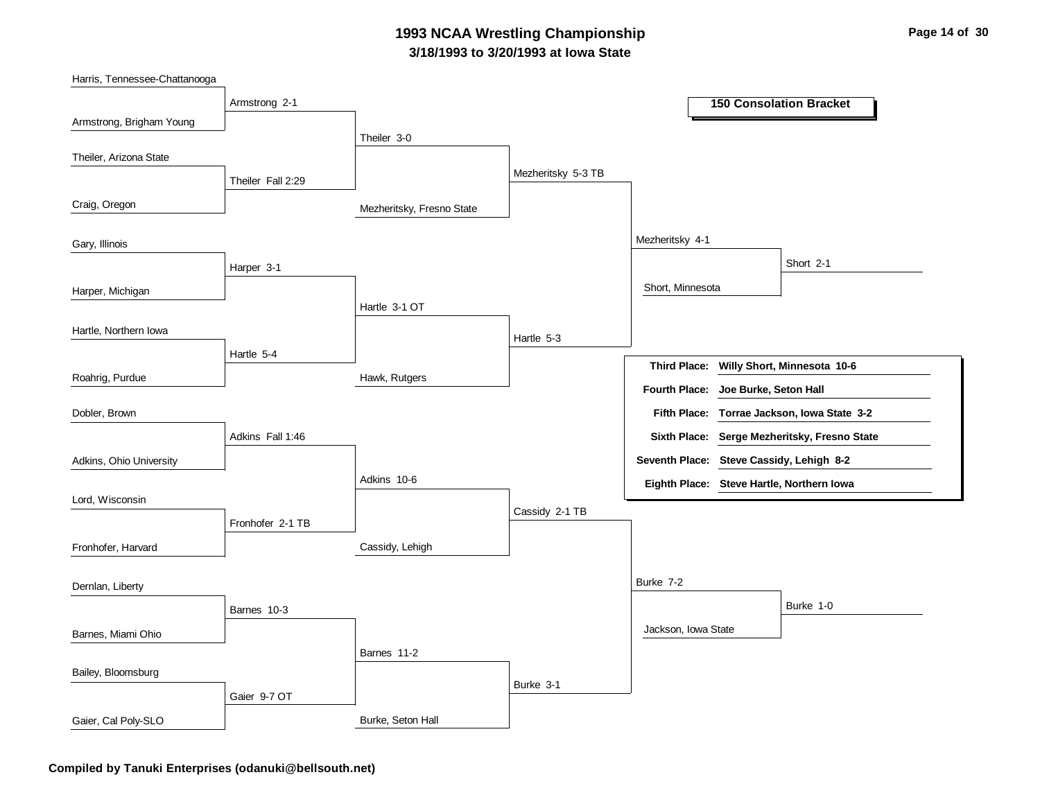# 1993 NCAA Wrestling Championship

## 3/18/1993 to 3/20/1993 at Iowa State

### 150 Consolation Bracket

**First Round**

- Harris, Tennessee-Chattanooga vs. Armstrong, Brigham Young — Armstrong 2-1
- Theiler, Arizona State vs. Craig, Oregon — Theiler Fall 2:29
- Gary, Illinois vs. Harper, Michigan — Harper 3-1
- Hartle, Northern Iowa vs. Roahrig, Purdue — Hartle 5-4
- Dobler, Brown vs. Adkins, Ohio University — Adkins Fall 1:46
- Lord, Wisconsin vs. Fronhofer, Harvard — Fronhofer 2-1 TB
- Dernlan, Liberty vs. Barnes, Miami Ohio — Barnes 10-3
- Bailey, Bloomsburg vs. Gaier, Cal Poly-SLO — Gaier 9-7 OT

**Second Round**

- Armstrong vs. Theiler — Theiler 3-0
- Harper vs. Hartle — Hartle 3-1 OT
- Adkins vs. Fronhofer — Adkins 10-6
- Barnes vs. Gaier — Barnes 11-2

**Third Round**

- Theiler vs. Mezheritsky, Fresno State — Mezheritsky 5-3 TB
- Hartle vs. Hawk, Rutgers — Hartle 5-3
- Adkins vs. Cassidy, Lehigh — Cassidy 2-1 TB
- Barnes vs. Burke, Seton Hall — Burke 3-1

**Fourth Round**

- Mezheritsky vs. Hartle — Mezheritsky 4-1
- Cassidy vs. Burke — Burke 7-2

**Consolation Semifinals**

- Mezheritsky vs. Short, Minnesota — Short 2-1
- Burke vs. Jackson, Iowa State — Burke 1-0

| Place | Result |
|---|---|
| **Third Place:** | **Willy Short, Minnesota 10-6** |
| **Fourth Place:** | **Joe Burke, Seton Hall** |
| **Fifth Place:** | **Torrae Jackson, Iowa State 3-2** |
| **Sixth Place:** | **Serge Mezheritsky, Fresno State** |
| **Seventh Place:** | **Steve Cassidy, Lehigh 8-2** |
| **Eighth Place:** | **Steve Hartle, Northern Iowa** |

**Compiled by Tanuki Enterprises (odanuki@bellsouth.net)**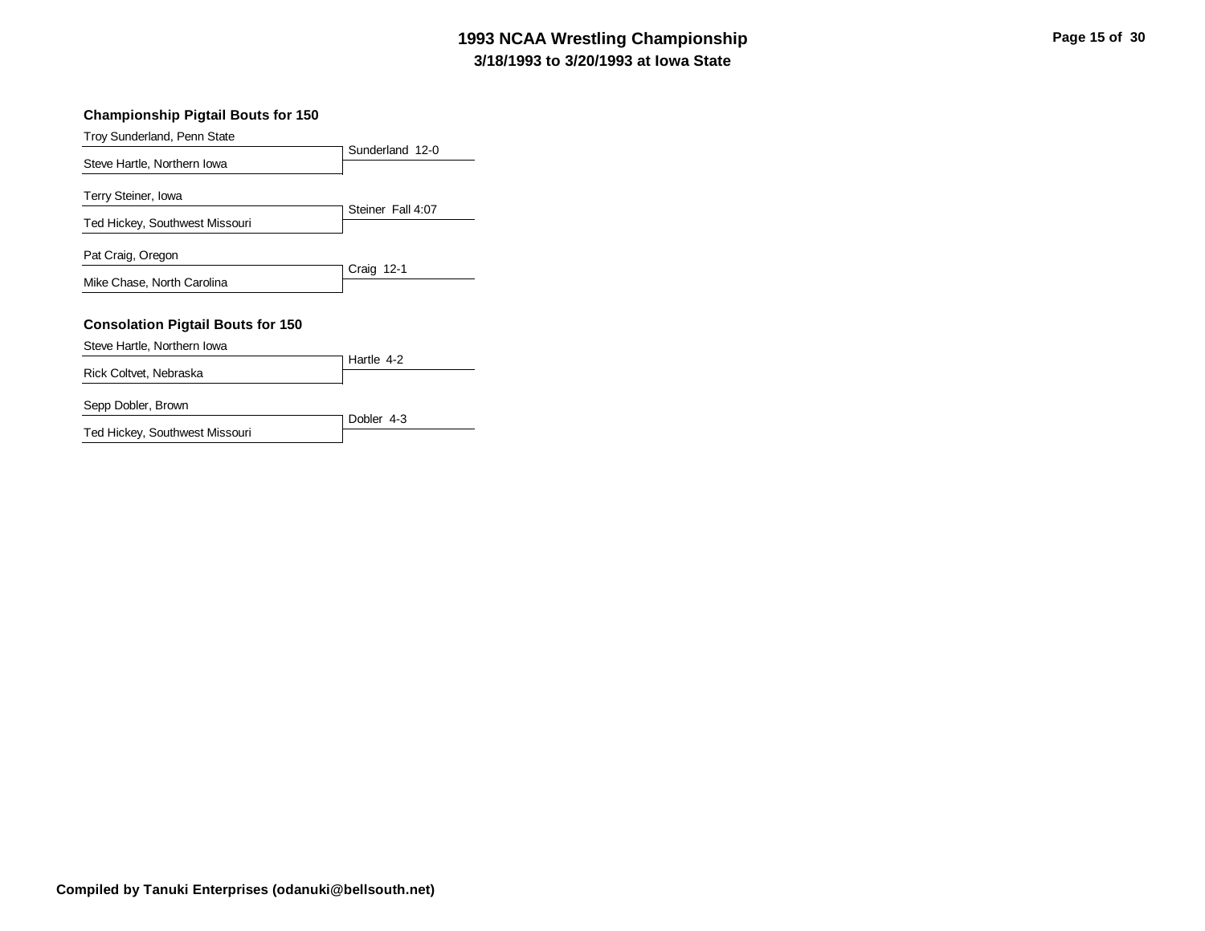# 1993 NCAA Wrestling Championship

**3/18/1993 to 3/20/1993 at Iowa State**

### Championship Pigtail Bouts for 150

| Wrestlers | Result |
|---|---|
| Troy Sunderland, Penn State<br>Steve Hartle, Northern Iowa | Sunderland 12-0 |
| Terry Steiner, Iowa<br>Ted Hickey, Southwest Missouri | Steiner Fall 4:07 |
| Pat Craig, Oregon<br>Mike Chase, North Carolina | Craig 12-1 |

### Consolation Pigtail Bouts for 150

| Wrestlers | Result |
|---|---|
| Steve Hartle, Northern Iowa<br>Rick Coltvet, Nebraska | Hartle 4-2 |
| Sepp Dobler, Brown<br>Ted Hickey, Southwest Missouri | Dobler 4-3 |

**Compiled by Tanuki Enterprises (odanuki@bellsouth.net)**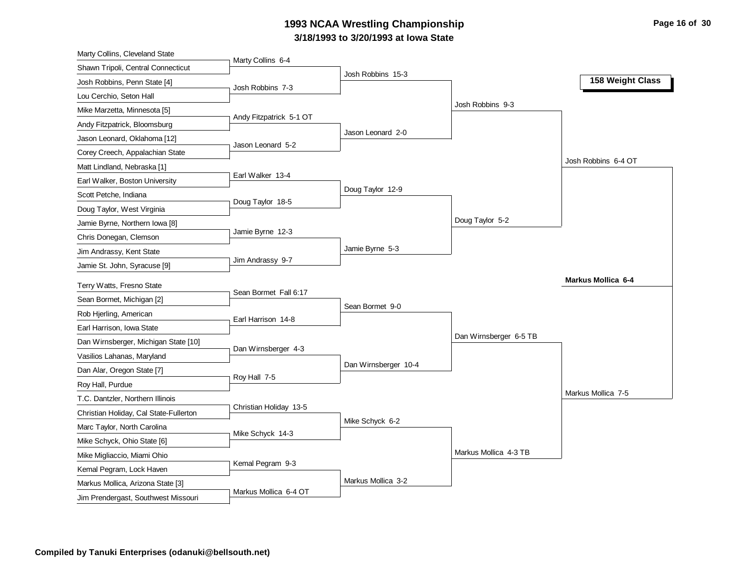# 1993 NCAA Wrestling Championship

**3/18/1993 to 3/20/1993 at Iowa State**

## 158 Weight Class

### First Round

- Marty Collins, Cleveland State vs. Shawn Tripoli, Central Connecticut — Marty Collins 6-4
- Josh Robbins, Penn State [4] vs. Lou Cerchio, Seton Hall — Josh Robbins 7-3
- Mike Marzetta, Minnesota [5] vs. Andy Fitzpatrick, Bloomsburg — Andy Fitzpatrick 5-1 OT
- Jason Leonard, Oklahoma [12] vs. Corey Creech, Appalachian State — Jason Leonard 5-2
- Matt Lindland, Nebraska [1] vs. Earl Walker, Boston University — Earl Walker 13-4
- Scott Petche, Indiana vs. Doug Taylor, West Virginia — Doug Taylor 18-5
- Jamie Byrne, Northern Iowa [8] vs. Chris Donegan, Clemson — Jamie Byrne 12-3
- Jim Andrassy, Kent State vs. Jamie St. John, Syracuse [9] — Jim Andrassy 9-7
- Terry Watts, Fresno State vs. Sean Bormet, Michigan [2] — Sean Bormet Fall 6:17
- Rob Hjerling, American vs. Earl Harrison, Iowa State — Earl Harrison 14-8
- Dan Wirnsberger, Michigan State [10] vs. Vasilios Lahanas, Maryland — Dan Wirnsberger 4-3
- Dan Alar, Oregon State [7] vs. Roy Hall, Purdue — Roy Hall 7-5
- T.C. Dantzler, Northern Illinois vs. Christian Holiday, Cal State-Fullerton — Christian Holiday 13-5
- Marc Taylor, North Carolina vs. Mike Schyck, Ohio State [6] — Mike Schyck 14-3
- Mike Migliaccio, Miami Ohio vs. Kemal Pegram, Lock Haven — Kemal Pegram 9-3
- Markus Mollica, Arizona State [3] vs. Jim Prendergast, Southwest Missouri — Markus Mollica 6-4 OT

### Second Round

- Josh Robbins 15-3
- Jason Leonard 2-0
- Doug Taylor 12-9
- Jamie Byrne 5-3
- Sean Bormet 9-0
- Dan Wirnsberger 10-4
- Mike Schyck 6-2
- Markus Mollica 3-2

### Quarterfinals

- Josh Robbins 9-3
- Doug Taylor 5-2
- Dan Wirnsberger 6-5 TB
- Markus Mollica 4-3 TB

### Semifinals

- Josh Robbins 6-4 OT
- Markus Mollica 7-5

### Championship

**Markus Mollica 6-4**

**Compiled by Tanuki Enterprises (odanuki@bellsouth.net)**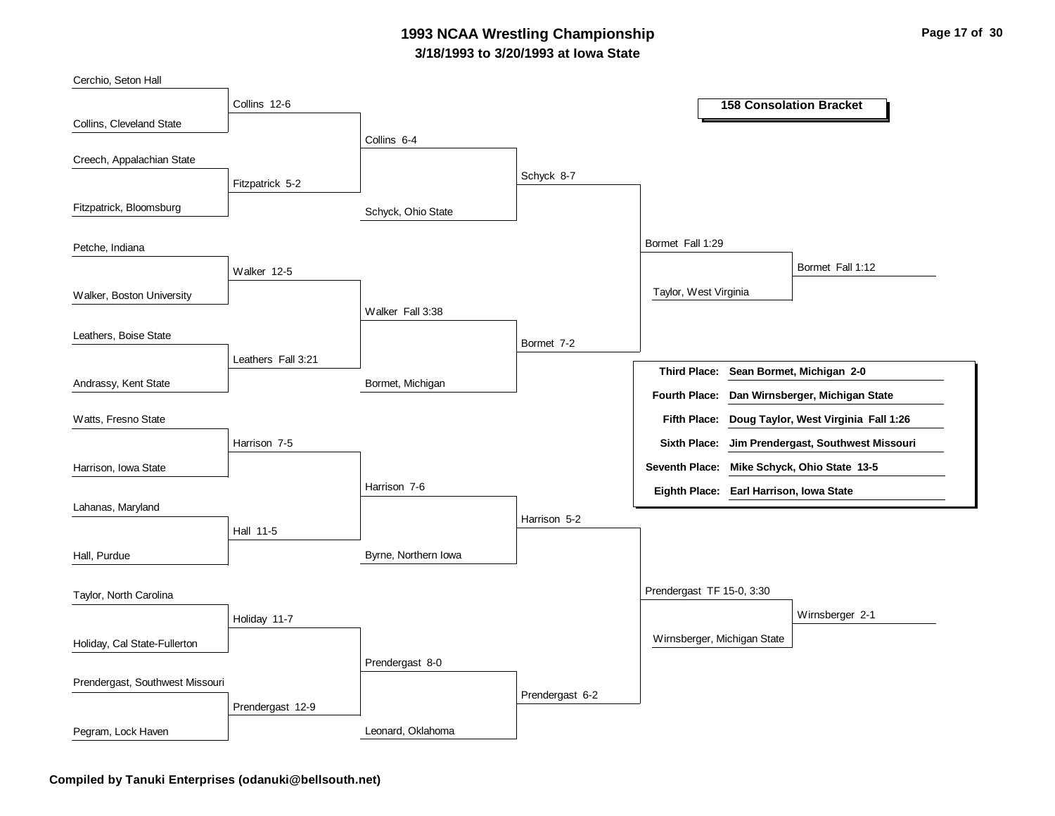# 1993 NCAA Wrestling Championship

**3/18/1993 to 3/20/1993 at Iowa State**

## 158 Consolation Bracket

### Round 1

| Wrestler 1 | Wrestler 2 | Result |
| --- | --- | --- |
| Cerchio, Seton Hall | Collins, Cleveland State | Collins 12-6 |
| Creech, Appalachian State | Fitzpatrick, Bloomsburg | Fitzpatrick 5-2 |
| Petche, Indiana | Walker, Boston University | Walker 12-5 |
| Leathers, Boise State | Andrassy, Kent State | Leathers Fall 3:21 |
| Watts, Fresno State | Harrison, Iowa State | Harrison 7-5 |
| Lahanas, Maryland | Hall, Purdue | Hall 11-5 |
| Taylor, North Carolina | Holiday, Cal State-Fullerton | Holiday 11-7 |
| Prendergast, Southwest Missouri | Pegram, Lock Haven | Prendergast 12-9 |

### Round 2

| Wrestler 1 | Wrestler 2 | Result |
| --- | --- | --- |
| Collins | Fitzpatrick | Collins 6-4 |
| Walker | Leathers | Walker Fall 3:38 |
| Harrison | Hall | Harrison 7-6 |
| Holiday | Prendergast | Prendergast 8-0 |

### Round 3

| Wrestler 1 | Wrestler 2 | Result |
| --- | --- | --- |
| Collins | Schyck, Ohio State | Schyck 8-7 |
| Walker | Bormet, Michigan | Bormet 7-2 |
| Harrison | Byrne, Northern Iowa | Harrison 5-2 |
| Prendergast | Leonard, Oklahoma | Prendergast 6-2 |

### Quarterfinals

| Wrestler 1 | Wrestler 2 | Result |
| --- | --- | --- |
| Schyck | Bormet | Bormet Fall 1:29 |
| Harrison | Prendergast | Prendergast TF 15-0, 3:30 |

### Semifinals

| Wrestler 1 | Wrestler 2 | Result |
| --- | --- | --- |
| Bormet | Taylor, West Virginia | Bormet Fall 1:12 |
| Prendergast | Wirnsberger, Michigan State | Wirnsberger 2-1 |

### Placings

| Place | Wrestler |
| --- | --- |
| **Third Place:** | **Sean Bormet, Michigan 2-0** |
| **Fourth Place:** | **Dan Wirnsberger, Michigan State** |
| **Fifth Place:** | **Doug Taylor, West Virginia Fall 1:26** |
| **Sixth Place:** | **Jim Prendergast, Southwest Missouri** |
| **Seventh Place:** | **Mike Schyck, Ohio State 13-5** |
| **Eighth Place:** | **Earl Harrison, Iowa State** |

**Compiled by Tanuki Enterprises (odanuki@bellsouth.net)**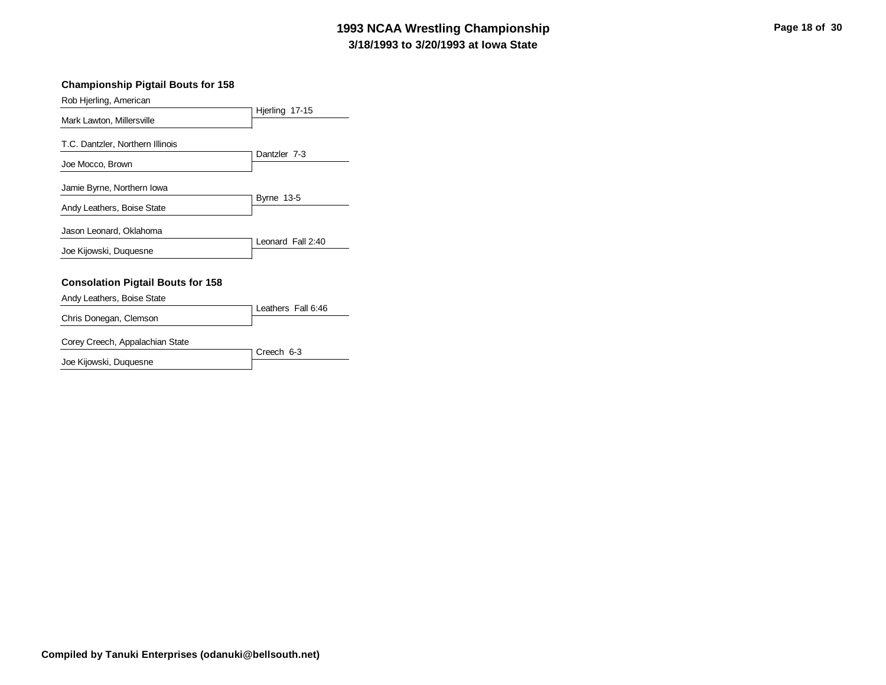# 1993 NCAA Wrestling Championship

## 3/18/1993 to 3/20/1993 at Iowa State

### Championship Pigtail Bouts for 158

| Wrestlers | Result |
| --- | --- |
| Rob Hjerling, American / Mark Lawton, Millersville | Hjerling 17-15 |
| T.C. Dantzler, Northern Illinois / Joe Mocco, Brown | Dantzler 7-3 |
| Jamie Byrne, Northern Iowa / Andy Leathers, Boise State | Byrne 13-5 |
| Jason Leonard, Oklahoma / Joe Kijowski, Duquesne | Leonard Fall 2:40 |

### Consolation Pigtail Bouts for 158

| Wrestlers | Result |
| --- | --- |
| Andy Leathers, Boise State / Chris Donegan, Clemson | Leathers Fall 6:46 |
| Corey Creech, Appalachian State / Joe Kijowski, Duquesne | Creech 6-3 |

**Compiled by Tanuki Enterprises (odanuki@bellsouth.net)**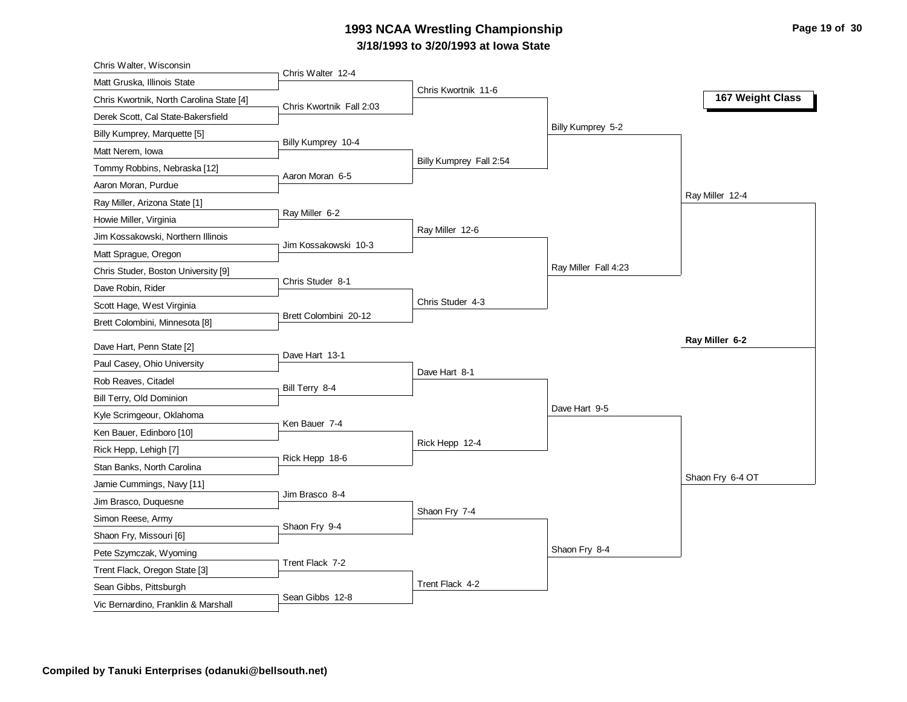# 1993 NCAA Wrestling Championship

**3/18/1993 to 3/20/1993 at Iowa State**

## 167 Weight Class

### First Round

- Chris Walter, Wisconsin vs. Matt Gruska, Illinois State — Chris Walter 12-4
- Chris Kwortnik, North Carolina State [4] vs. Derek Scott, Cal State-Bakersfield — Chris Kwortnik Fall 2:03
- Billy Kumprey, Marquette [5] vs. Matt Nerem, Iowa — Billy Kumprey 10-4
- Tommy Robbins, Nebraska [12] vs. Aaron Moran, Purdue — Aaron Moran 6-5
- Ray Miller, Arizona State [1] vs. Howie Miller, Virginia — Ray Miller 6-2
- Jim Kossakowski, Northern Illinois vs. Matt Sprague, Oregon — Jim Kossakowski 10-3
- Chris Studer, Boston University [9] vs. Dave Robin, Rider — Chris Studer 8-1
- Scott Hage, West Virginia vs. Brett Colombini, Minnesota [8] — Brett Colombini 20-12
- Dave Hart, Penn State [2] vs. Paul Casey, Ohio University — Dave Hart 13-1
- Rob Reaves, Citadel vs. Bill Terry, Old Dominion — Bill Terry 8-4
- Kyle Scrimgeour, Oklahoma vs. Ken Bauer, Edinboro [10] — Ken Bauer 7-4
- Rick Hepp, Lehigh [7] vs. Stan Banks, North Carolina — Rick Hepp 18-6
- Jamie Cummings, Navy [11] vs. Jim Brasco, Duquesne — Jim Brasco 8-4
- Simon Reese, Army vs. Shaon Fry, Missouri [6] — Shaon Fry 9-4
- Pete Szymczak, Wyoming vs. Trent Flack, Oregon State [3] — Trent Flack 7-2
- Sean Gibbs, Pittsburgh vs. Vic Bernardino, Franklin & Marshall — Sean Gibbs 12-8

### Second Round

- Chris Kwortnik 11-6
- Billy Kumprey Fall 2:54
- Ray Miller 12-6
- Chris Studer 4-3
- Dave Hart 8-1
- Rick Hepp 12-4
- Shaon Fry 7-4
- Trent Flack 4-2

### Quarterfinals

- Billy Kumprey 5-2
- Ray Miller Fall 4:23
- Dave Hart 9-5
- Shaon Fry 8-4

### Semifinals

- Ray Miller 12-4
- Shaon Fry 6-4 OT

### Final

**Ray Miller 6-2**

**Compiled by Tanuki Enterprises (odanuki@bellsouth.net)**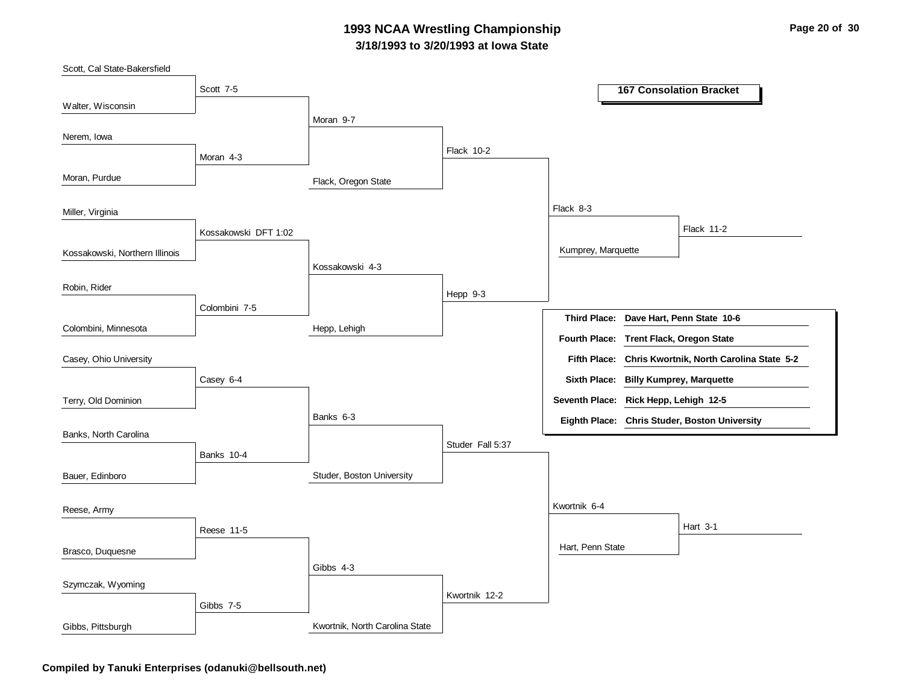# 1993 NCAA Wrestling Championship

**3/18/1993 to 3/20/1993 at Iowa State**

**167 Consolation Bracket**

| Round 1 | Round 2 | Round 3 | Round 4 | Round 5 | 3rd/5th Place |
|---|---|---|---|---|---|
| Scott, Cal State-Bakersfield | Scott 7-5 | Moran 9-7 | Flack 10-2 | Flack 8-3 | Flack 11-2 |
| Walter, Wisconsin | | | | | |
| Nerem, Iowa | Moran 4-3 | | | | |
| Moran, Purdue | | Flack, Oregon State | | | |
| Miller, Virginia | Kossakowski DFT 1:02 | Kossakowski 4-3 | Hepp 9-3 | Kumprey, Marquette | |
| Kossakowski, Northern Illinois | | | | | |
| Robin, Rider | Colombini 7-5 | | | | |
| Colombini, Minnesota | | Hepp, Lehigh | | | |
| Casey, Ohio University | Casey 6-4 | Banks 6-3 | Studer Fall 5:37 | Kwortnik 6-4 | Hart 3-1 |
| Terry, Old Dominion | | | | | |
| Banks, North Carolina | Banks 10-4 | | | | |
| Bauer, Edinboro | | Studer, Boston University | | | |
| Reese, Army | Reese 11-5 | Gibbs 4-3 | Kwortnik 12-2 | Hart, Penn State | |
| Brasco, Duquesne | | | | | |
| Szymczak, Wyoming | Gibbs 7-5 | | | | |
| Gibbs, Pittsburgh | | Kwortnik, North Carolina State | | | |

| Place | Wrestler |
|---|---|
| **Third Place:** | **Dave Hart, Penn State 10-6** |
| **Fourth Place:** | **Trent Flack, Oregon State** |
| **Fifth Place:** | **Chris Kwortnik, North Carolina State 5-2** |
| **Sixth Place:** | **Billy Kumprey, Marquette** |
| **Seventh Place:** | **Rick Hepp, Lehigh 12-5** |
| **Eighth Place:** | **Chris Studer, Boston University** |

**Compiled by Tanuki Enterprises (odanuki@bellsouth.net)**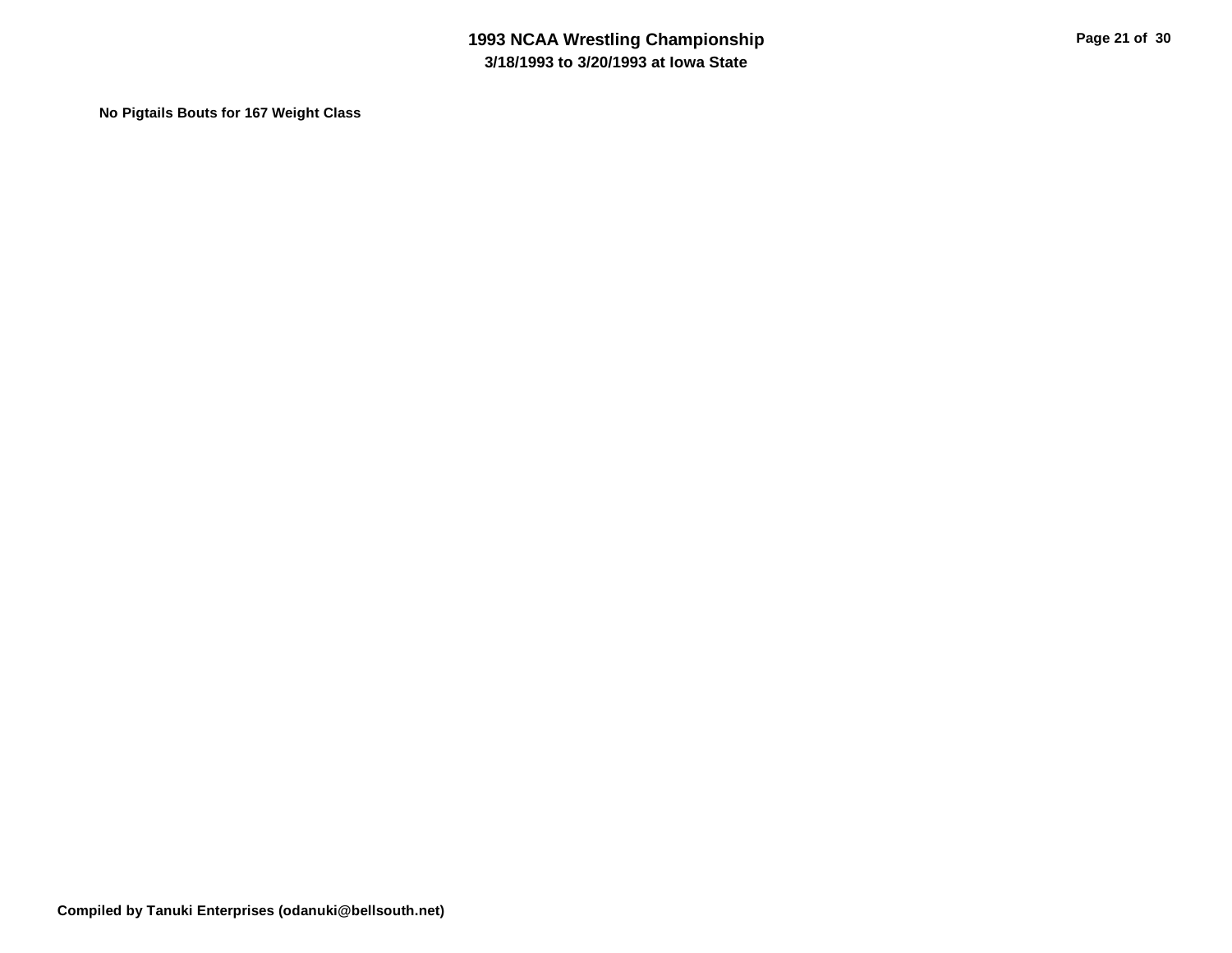**No Pigtails Bouts for 167 Weight Class**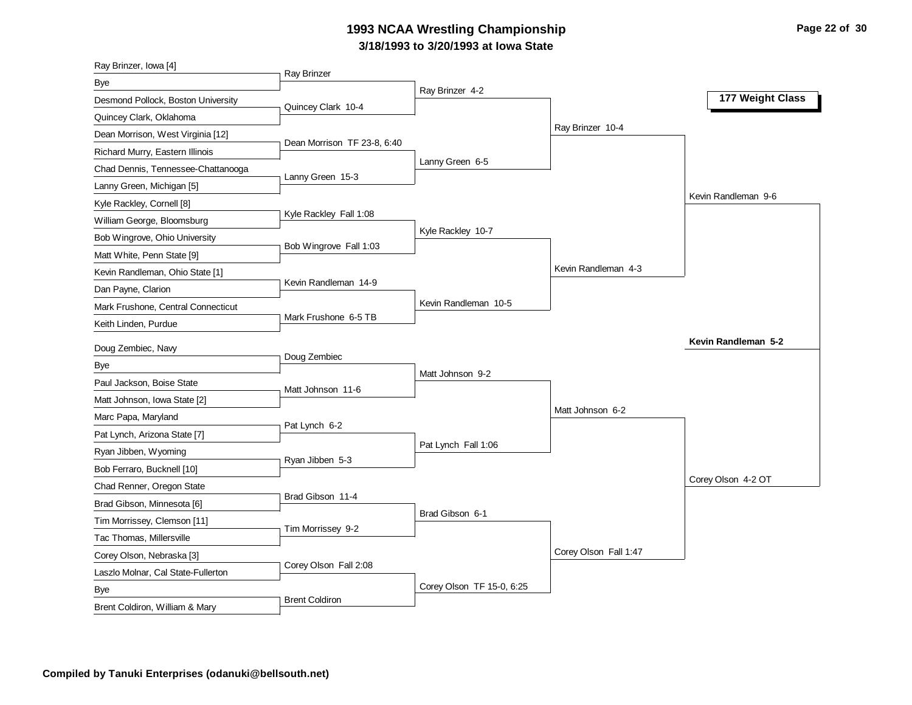# 1993 NCAA Wrestling Championship

## 3/18/1993 to 3/20/1993 at Iowa State

### 177 Weight Class

**First Round**

- Ray Brinzer, Iowa [4] vs. Bye — Ray Brinzer
- Desmond Pollock, Boston University vs. Quincey Clark, Oklahoma — Quincey Clark 10-4
- Dean Morrison, West Virginia [12] vs. Richard Murry, Eastern Illinois — Dean Morrison TF 23-8, 6:40
- Chad Dennis, Tennessee-Chattanooga vs. Lanny Green, Michigan [5] — Lanny Green 15-3
- Kyle Rackley, Cornell [8] vs. William George, Bloomsburg — Kyle Rackley Fall 1:08
- Bob Wingrove, Ohio University vs. Matt White, Penn State [9] — Bob Wingrove Fall 1:03
- Kevin Randleman, Ohio State [1] vs. Dan Payne, Clarion — Kevin Randleman 14-9
- Mark Frushone, Central Connecticut vs. Keith Linden, Purdue — Mark Frushone 6-5 TB
- Doug Zembiec, Navy vs. Bye — Doug Zembiec
- Paul Jackson, Boise State vs. Matt Johnson, Iowa State [2] — Matt Johnson 11-6
- Marc Papa, Maryland vs. Pat Lynch, Arizona State [7] — Pat Lynch 6-2
- Ryan Jibben, Wyoming vs. Bob Ferraro, Bucknell [10] — Ryan Jibben 5-3
- Chad Renner, Oregon State vs. Brad Gibson, Minnesota [6] — Brad Gibson 11-4
- Tim Morrissey, Clemson [11] vs. Tac Thomas, Millersville — Tim Morrissey 9-2
- Corey Olson, Nebraska [3] vs. Laszlo Molnar, Cal State-Fullerton — Corey Olson Fall 2:08
- Bye vs. Brent Coldiron, William & Mary — Brent Coldiron

**Second Round**

- Ray Brinzer 4-2
- Lanny Green 6-5
- Kyle Rackley 10-7
- Kevin Randleman 10-5
- Matt Johnson 9-2
- Pat Lynch Fall 1:06
- Brad Gibson 6-1
- Corey Olson TF 15-0, 6:25

**Quarterfinals**

- Ray Brinzer 10-4
- Kevin Randleman 4-3
- Matt Johnson 6-2
- Corey Olson Fall 1:47

**Semifinals**

- Kevin Randleman 9-6
- Corey Olson 4-2 OT

**Championship**

- **Kevin Randleman 5-2**

**Compiled by Tanuki Enterprises (odanuki@bellsouth.net)**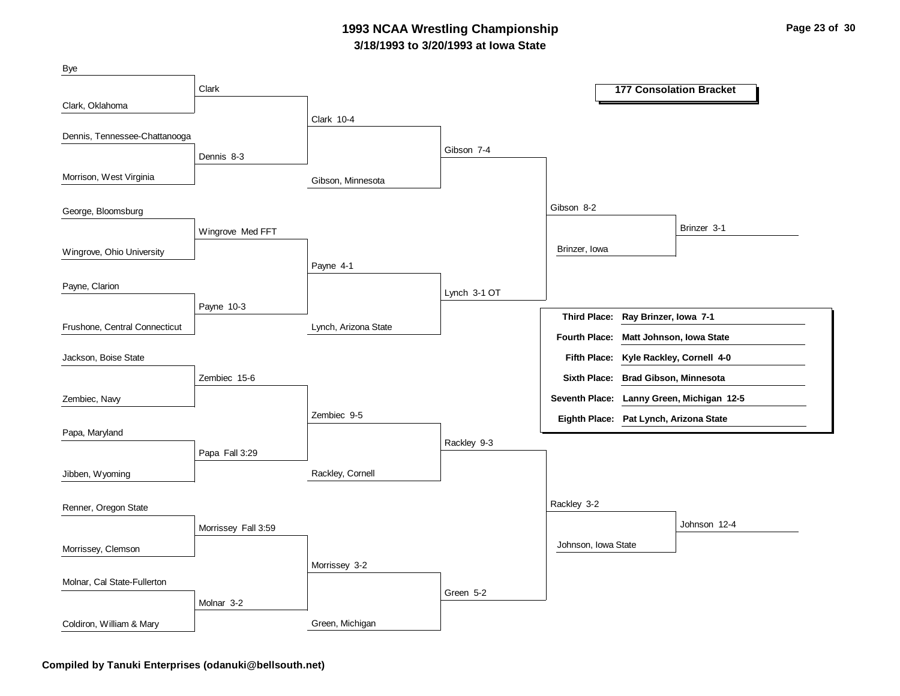# 1993 NCAA Wrestling Championship

**3/18/1993 to 3/20/1993 at Iowa State**

## 177 Consolation Bracket

### First Round

- Bye vs. Clark, Oklahoma — Clark
- Dennis, Tennessee-Chattanooga vs. Morrison, West Virginia — Dennis 8-3
- George, Bloomsburg vs. Wingrove, Ohio University — Wingrove Med FFT
- Payne, Clarion vs. Frushone, Central Connecticut — Payne 10-3
- Jackson, Boise State vs. Zembiec, Navy — Zembiec 15-6
- Papa, Maryland vs. Jibben, Wyoming — Papa Fall 3:29
- Renner, Oregon State vs. Morrissey, Clemson — Morrissey Fall 3:59
- Molnar, Cal State-Fullerton vs. Coldiron, William & Mary — Molnar 3-2

### Second Round

- Clark vs. Dennis — Clark 10-4
- Wingrove vs. Payne — Payne 4-1
- Zembiec vs. Papa — Zembiec 9-5
- Morrissey vs. Molnar — Morrissey 3-2

### Third Round

- Clark vs. Gibson, Minnesota — Gibson 7-4
- Payne vs. Lynch, Arizona State — Lynch 3-1 OT
- Zembiec vs. Rackley, Cornell — Rackley 9-3
- Morrissey vs. Green, Michigan — Green 5-2

### Quarterfinals

- Gibson vs. Lynch — Gibson 8-2
- Rackley vs. Green — Rackley 3-2

### Semifinals

- Gibson vs. Brinzer, Iowa — Brinzer 3-1
- Rackley vs. Johnson, Iowa State — Johnson 12-4

### Final Placings

| Place | Wrestler |
|---|---|
| Third Place: | Ray Brinzer, Iowa 7-1 |
| Fourth Place: | Matt Johnson, Iowa State |
| Fifth Place: | Kyle Rackley, Cornell 4-0 |
| Sixth Place: | Brad Gibson, Minnesota |
| Seventh Place: | Lanny Green, Michigan 12-5 |
| Eighth Place: | Pat Lynch, Arizona State |

**Compiled by Tanuki Enterprises (odanuki@bellsouth.net)**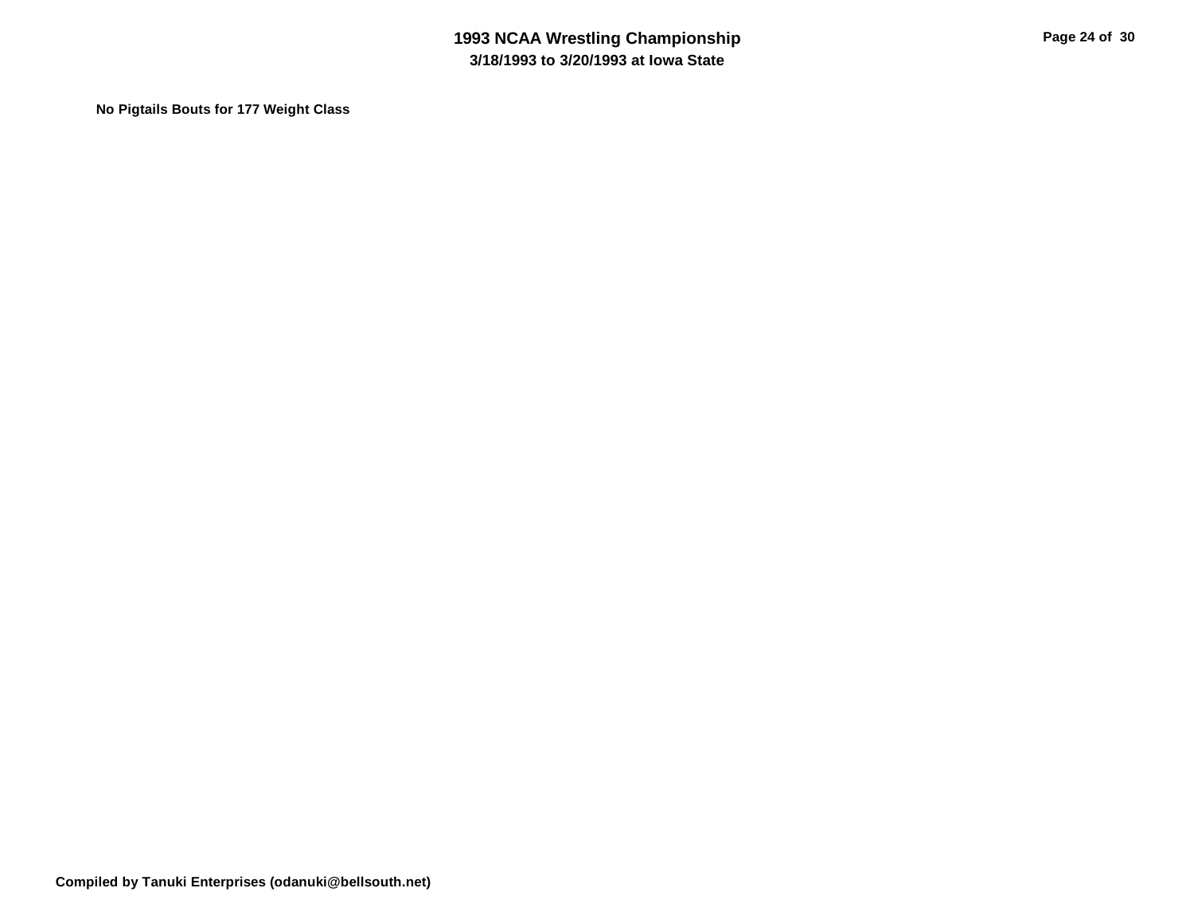**No Pigtails Bouts for 177 Weight Class**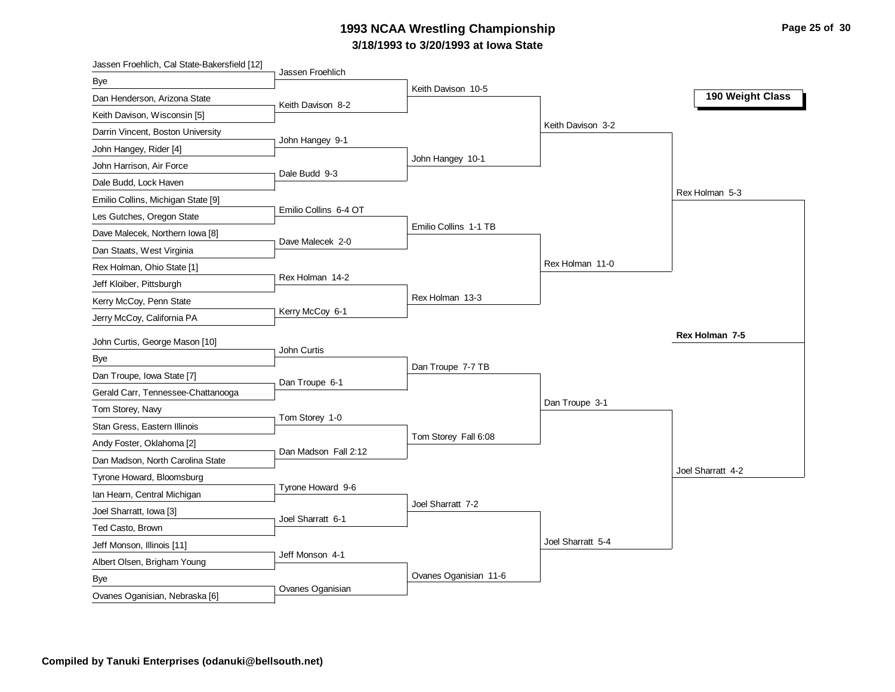# 1993 NCAA Wrestling Championship

**3/18/1993 to 3/20/1993 at Iowa State**

**190 Weight Class**

## First Round

| Wrestler 1 | Wrestler 2 | Winner |
|---|---|---|
| Jassen Froehlich, Cal State-Bakersfield [12] | Bye | Jassen Froehlich |
| Dan Henderson, Arizona State | Keith Davison, Wisconsin [5] | Keith Davison 8-2 |
| Darrin Vincent, Boston University | John Hangey, Rider [4] | John Hangey 9-1 |
| John Harrison, Air Force | Dale Budd, Lock Haven | Dale Budd 9-3 |
| Emilio Collins, Michigan State [9] | Les Gutches, Oregon State | Emilio Collins 6-4 OT |
| Dave Malecek, Northern Iowa [8] | Dan Staats, West Virginia | Dave Malecek 2-0 |
| Rex Holman, Ohio State [1] | Jeff Kloiber, Pittsburgh | Rex Holman 14-2 |
| Kerry McCoy, Penn State | Jerry McCoy, California PA | Kerry McCoy 6-1 |
| John Curtis, George Mason [10] | Bye | John Curtis |
| Dan Troupe, Iowa State [7] | Gerald Carr, Tennessee-Chattanooga | Dan Troupe 6-1 |
| Tom Storey, Navy | Stan Gress, Eastern Illinois | Tom Storey 1-0 |
| Andy Foster, Oklahoma [2] | Dan Madson, North Carolina State | Dan Madson Fall 2:12 |
| Tyrone Howard, Bloomsburg | Ian Hearn, Central Michigan | Tyrone Howard 9-6 |
| Joel Sharratt, Iowa [3] | Ted Casto, Brown | Joel Sharratt 6-1 |
| Jeff Monson, Illinois [11] | Albert Olsen, Brigham Young | Jeff Monson 4-1 |
| Bye | Ovanes Oganisian, Nebraska [6] | Ovanes Oganisian |

## Second Round

- Keith Davison 10-5
- John Hangey 10-1
- Emilio Collins 1-1 TB
- Rex Holman 13-3
- Dan Troupe 7-7 TB
- Tom Storey Fall 6:08
- Joel Sharratt 7-2
- Ovanes Oganisian 11-6

## Quarterfinals

- Keith Davison 3-2
- Rex Holman 11-0
- Dan Troupe 3-1
- Joel Sharratt 5-4

## Semifinals

- Rex Holman 5-3
- Joel Sharratt 4-2

## Final

**Rex Holman 7-5**

**Compiled by Tanuki Enterprises (odanuki@bellsouth.net)**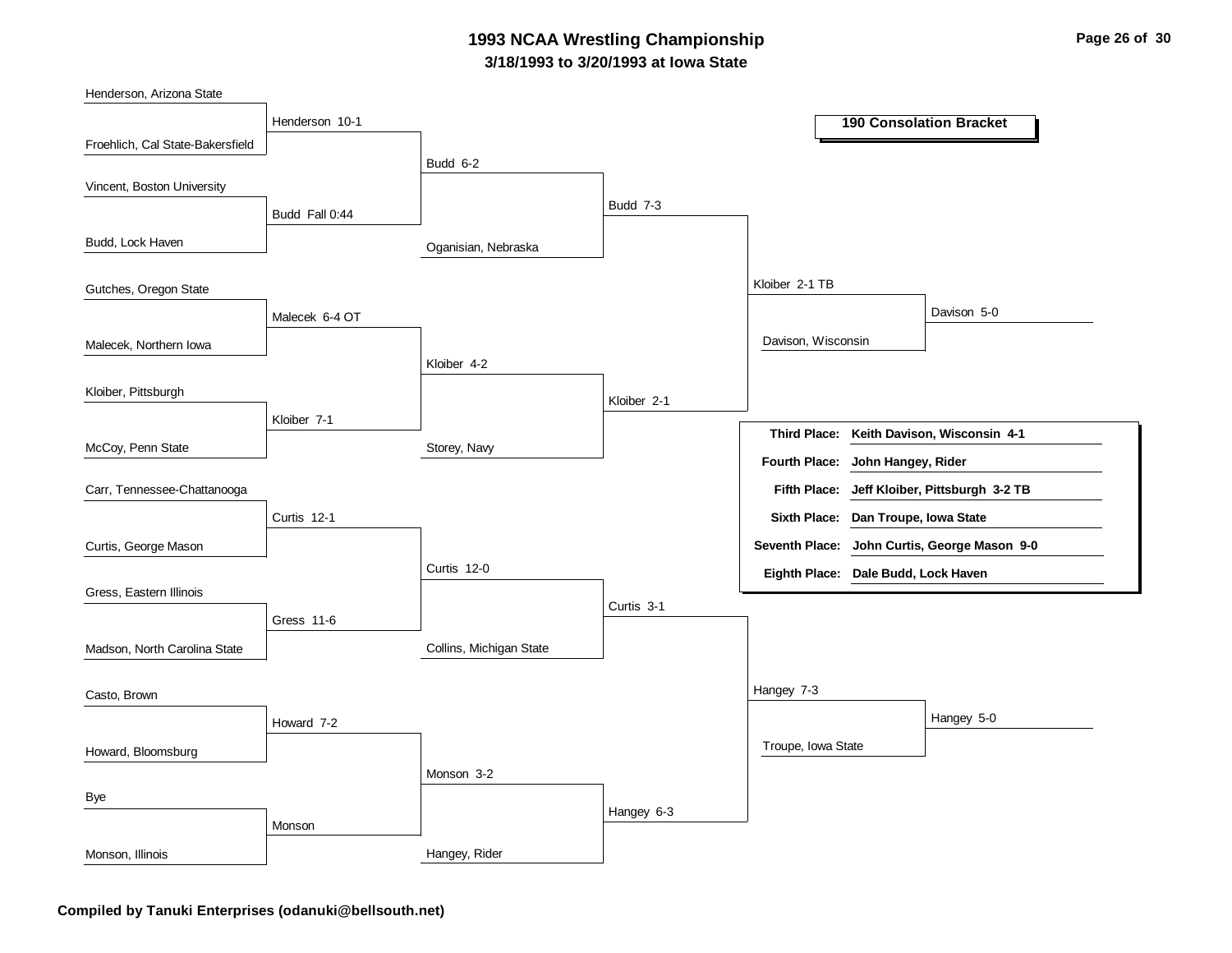# 1993 NCAA Wrestling Championship

## 3/18/1993 to 3/20/1993 at Iowa State

### 190 Consolation Bracket

**Round 1**

| Wrestler 1 | Wrestler 2 | Result |
|---|---|---|
| Henderson, Arizona State | Froehlich, Cal State-Bakersfield | Henderson 10-1 |
| Vincent, Boston University | Budd, Lock Haven | Budd Fall 0:44 |
| Gutches, Oregon State | Malecek, Northern Iowa | Malecek 6-4 OT |
| Kloiber, Pittsburgh | McCoy, Penn State | Kloiber 7-1 |
| Carr, Tennessee-Chattanooga | Curtis, George Mason | Curtis 12-1 |
| Gress, Eastern Illinois | Madson, North Carolina State | Gress 11-6 |
| Casto, Brown | Howard, Bloomsburg | Howard 7-2 |
| Bye | Monson, Illinois | Monson |

**Round 2**

| Match | Result |
|---|---|
| Henderson vs. Budd | Budd 6-2 |
| Malecek vs. Kloiber | Kloiber 4-2 |
| Curtis vs. Gress | Curtis 12-0 |
| Howard vs. Monson | Monson 3-2 |

**Round 3**

| Match | Result |
|---|---|
| Budd vs. Oganisian, Nebraska | Budd 7-3 |
| Kloiber vs. Storey, Navy | Kloiber 2-1 |
| Curtis vs. Collins, Michigan State | Curtis 3-1 |
| Monson vs. Hangey, Rider | Hangey 6-3 |

**Round 4**

| Match | Result |
|---|---|
| Budd vs. Kloiber | Kloiber 2-1 TB |
| Curtis vs. Hangey | Hangey 7-3 |

**Round 5**

| Match | Result |
|---|---|
| Kloiber vs. Davison, Wisconsin | Davison 5-0 |
| Hangey vs. Troupe, Iowa State | Hangey 5-0 |

| Place | Result |
|---|---|
| **Third Place:** | **Keith Davison, Wisconsin 4-1** |
| **Fourth Place:** | **John Hangey, Rider** |
| **Fifth Place:** | **Jeff Kloiber, Pittsburgh 3-2 TB** |
| **Sixth Place:** | **Dan Troupe, Iowa State** |
| **Seventh Place:** | **John Curtis, George Mason 9-0** |
| **Eighth Place:** | **Dale Budd, Lock Haven** |

**Compiled by Tanuki Enterprises (odanuki@bellsouth.net)**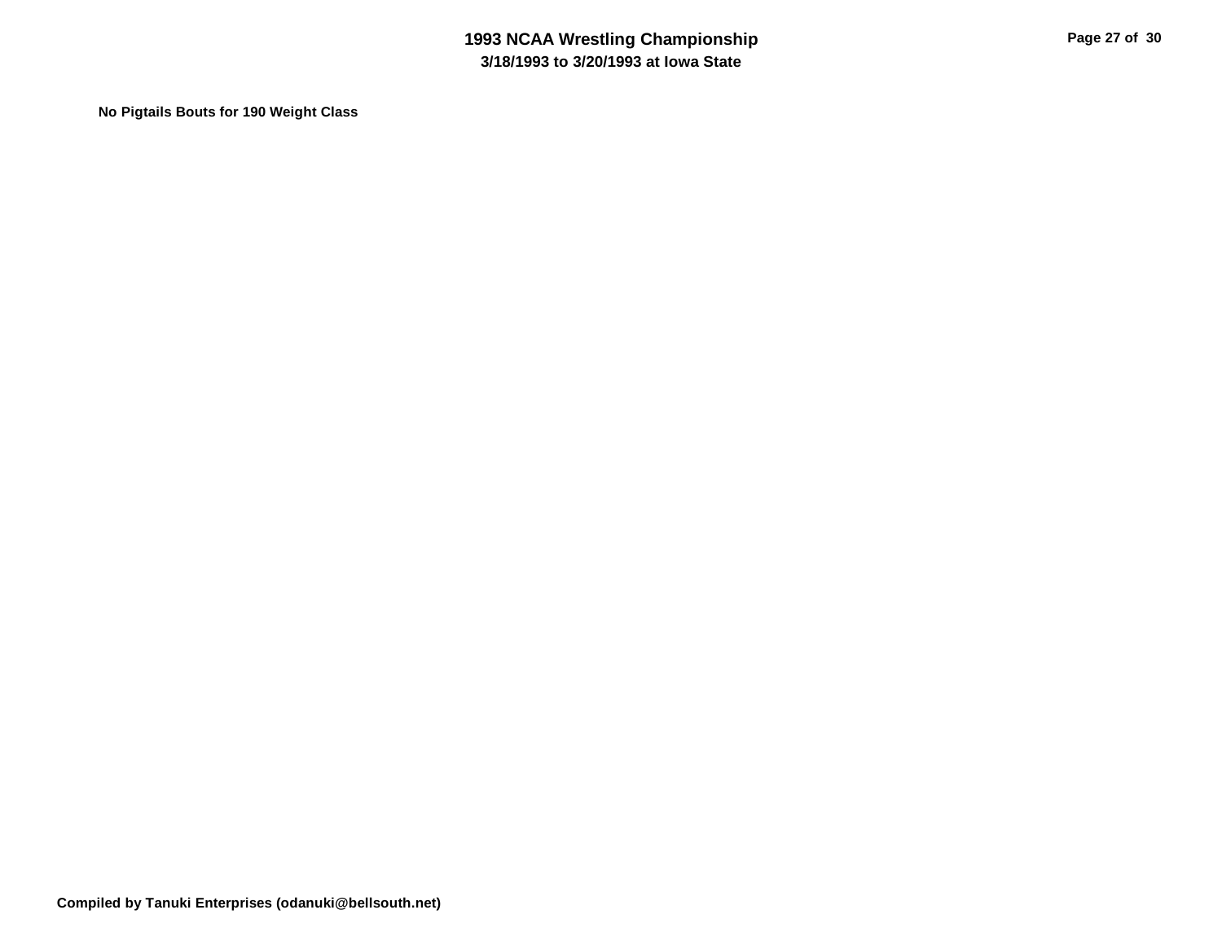**No Pigtails Bouts for 190 Weight Class**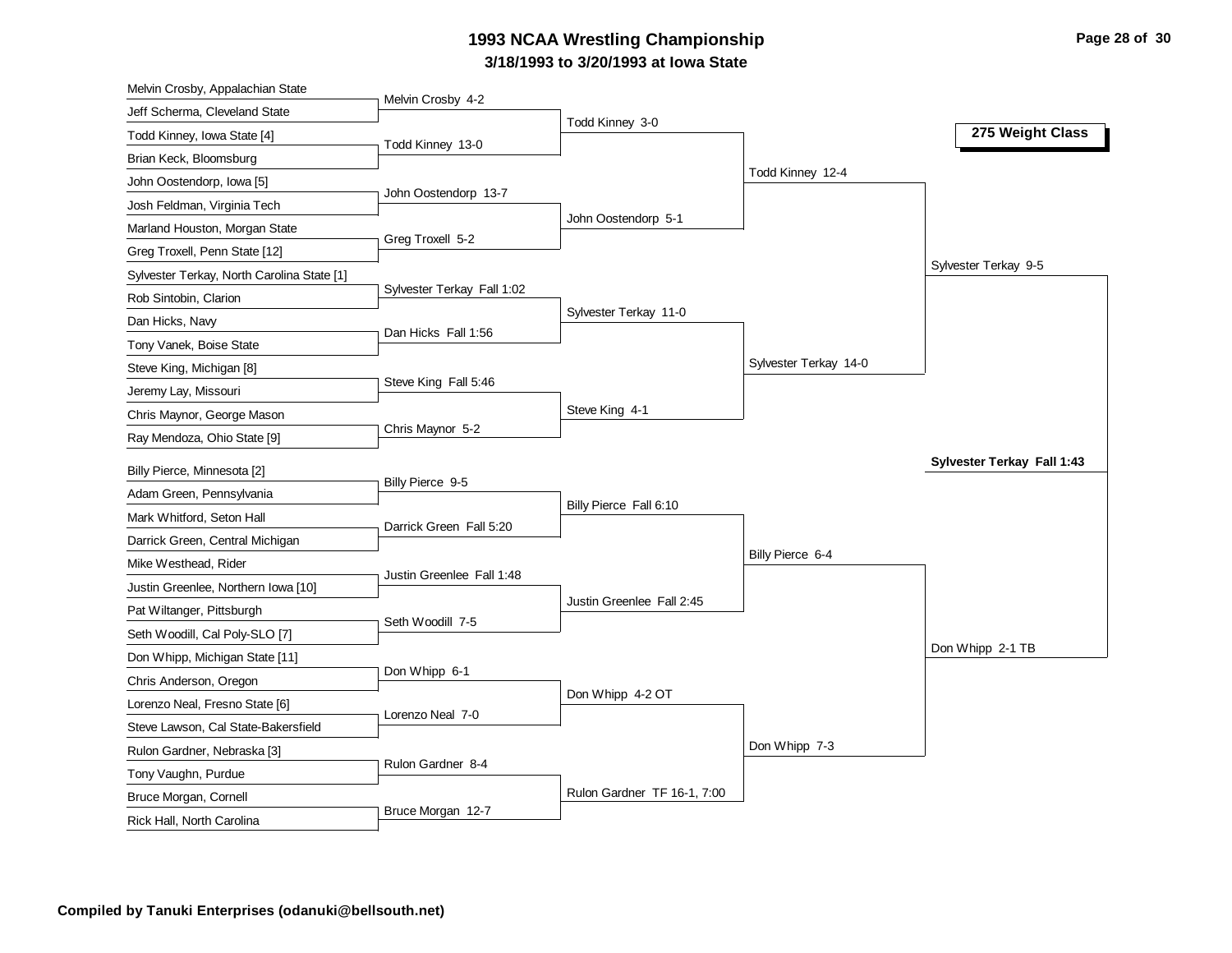# 1993 NCAA Wrestling Championship

## 3/18/1993 to 3/20/1993 at Iowa State

### 275 Weight Class

**Preliminary Round**

- Melvin Crosby, Appalachian State vs. Jeff Scherma, Cleveland State — Melvin Crosby 4-2
- Todd Kinney, Iowa State [4] vs. Brian Keck, Bloomsburg — Todd Kinney 13-0
- John Oostendorp, Iowa [5] vs. Josh Feldman, Virginia Tech — John Oostendorp 13-7
- Marland Houston, Morgan State vs. Greg Troxell, Penn State [12] — Greg Troxell 5-2
- Sylvester Terkay, North Carolina State [1] vs. Rob Sintobin, Clarion — Sylvester Terkay Fall 1:02
- Dan Hicks, Navy vs. Tony Vanek, Boise State — Dan Hicks Fall 1:56
- Steve King, Michigan [8] vs. Jeremy Lay, Missouri — Steve King Fall 5:46
- Chris Maynor, George Mason vs. Ray Mendoza, Ohio State [9] — Chris Maynor 5-2
- Billy Pierce, Minnesota [2] vs. Adam Green, Pennsylvania — Billy Pierce 9-5
- Mark Whitford, Seton Hall vs. Darrick Green, Central Michigan — Darrick Green Fall 5:20
- Mike Westhead, Rider vs. Justin Greenlee, Northern Iowa [10] — Justin Greenlee Fall 1:48
- Pat Wiltanger, Pittsburgh vs. Seth Woodill, Cal Poly-SLO [7] — Seth Woodill 7-5
- Don Whipp, Michigan State [11] vs. Chris Anderson, Oregon — Don Whipp 6-1
- Lorenzo Neal, Fresno State [6] vs. Steve Lawson, Cal State-Bakersfield — Lorenzo Neal 7-0
- Rulon Gardner, Nebraska [3] vs. Tony Vaughn, Purdue — Rulon Gardner 8-4
- Bruce Morgan, Cornell vs. Rick Hall, North Carolina — Bruce Morgan 12-7

**Second Round**

- Todd Kinney 3-0
- John Oostendorp 5-1
- Sylvester Terkay 11-0
- Steve King 4-1
- Billy Pierce Fall 6:10
- Justin Greenlee Fall 2:45
- Don Whipp 4-2 OT
- Rulon Gardner TF 16-1, 7:00

**Quarterfinals**

- Todd Kinney 12-4
- Sylvester Terkay 14-0
- Billy Pierce 6-4
- Don Whipp 7-3

**Semifinals**

- Sylvester Terkay 9-5
- Don Whipp 2-1 TB

**Championship**

**Sylvester Terkay Fall 1:43**

**Compiled by Tanuki Enterprises (odanuki@bellsouth.net)**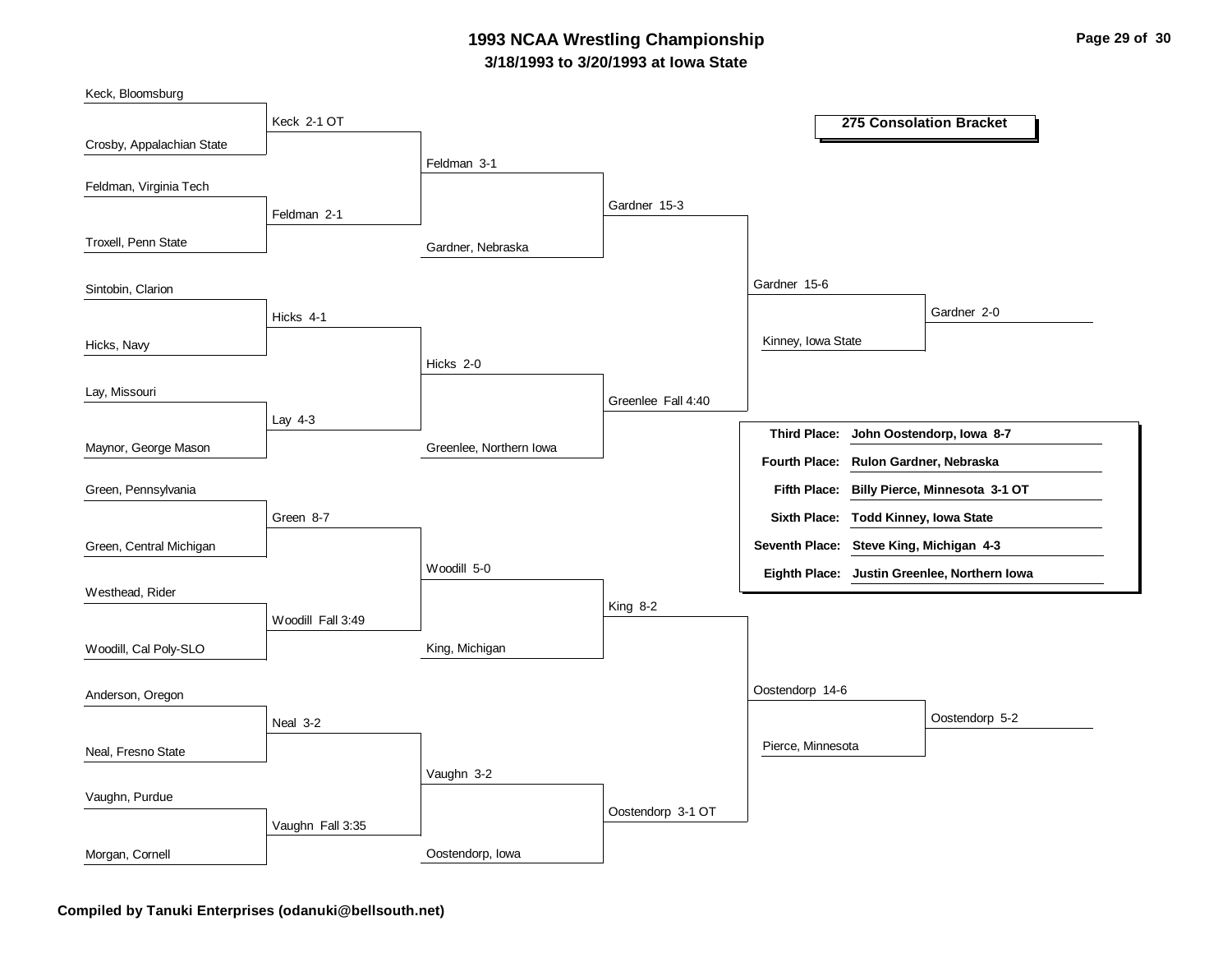# 1993 NCAA Wrestling Championship

### 3/18/1993 to 3/20/1993 at Iowa State

## 275 Consolation Bracket

**Round 1**

- Keck, Bloomsburg vs. Crosby, Appalachian State — Keck 2-1 OT
- Feldman, Virginia Tech vs. Troxell, Penn State — Feldman 2-1
- Sintobin, Clarion vs. Hicks, Navy — Hicks 4-1
- Lay, Missouri vs. Maynor, George Mason — Lay 4-3
- Green, Pennsylvania vs. Green, Central Michigan — Green 8-7
- Westhead, Rider vs. Woodill, Cal Poly-SLO — Woodill Fall 3:49
- Anderson, Oregon vs. Neal, Fresno State — Neal 3-2
- Vaughn, Purdue vs. Morgan, Cornell — Vaughn Fall 3:35

**Round 2**

- Keck vs. Feldman — Feldman 3-1
- Hicks vs. Lay — Hicks 2-0
- Green vs. Woodill — Woodill 5-0
- Neal vs. Vaughn — Vaughn 3-2

**Round 3**

- Feldman vs. Gardner, Nebraska — Gardner 15-3
- Hicks vs. Greenlee, Northern Iowa — Greenlee Fall 4:40
- Woodill vs. King, Michigan — King 8-2
- Vaughn vs. Oostendorp, Iowa — Oostendorp 3-1 OT

**Round 4**

- Gardner vs. Greenlee — Gardner 15-6
- King vs. Oostendorp — Oostendorp 14-6

**Round 5**

- Gardner vs. Kinney, Iowa State — Gardner 2-0
- Oostendorp vs. Pierce, Minnesota — Oostendorp 5-2

| Place | Wrestler |
|---|---|
| **Third Place:** | **John Oostendorp, Iowa 8-7** |
| **Fourth Place:** | **Rulon Gardner, Nebraska** |
| **Fifth Place:** | **Billy Pierce, Minnesota 3-1 OT** |
| **Sixth Place:** | **Todd Kinney, Iowa State** |
| **Seventh Place:** | **Steve King, Michigan 4-3** |
| **Eighth Place:** | **Justin Greenlee, Northern Iowa** |

**Compiled by Tanuki Enterprises (odanuki@bellsouth.net)**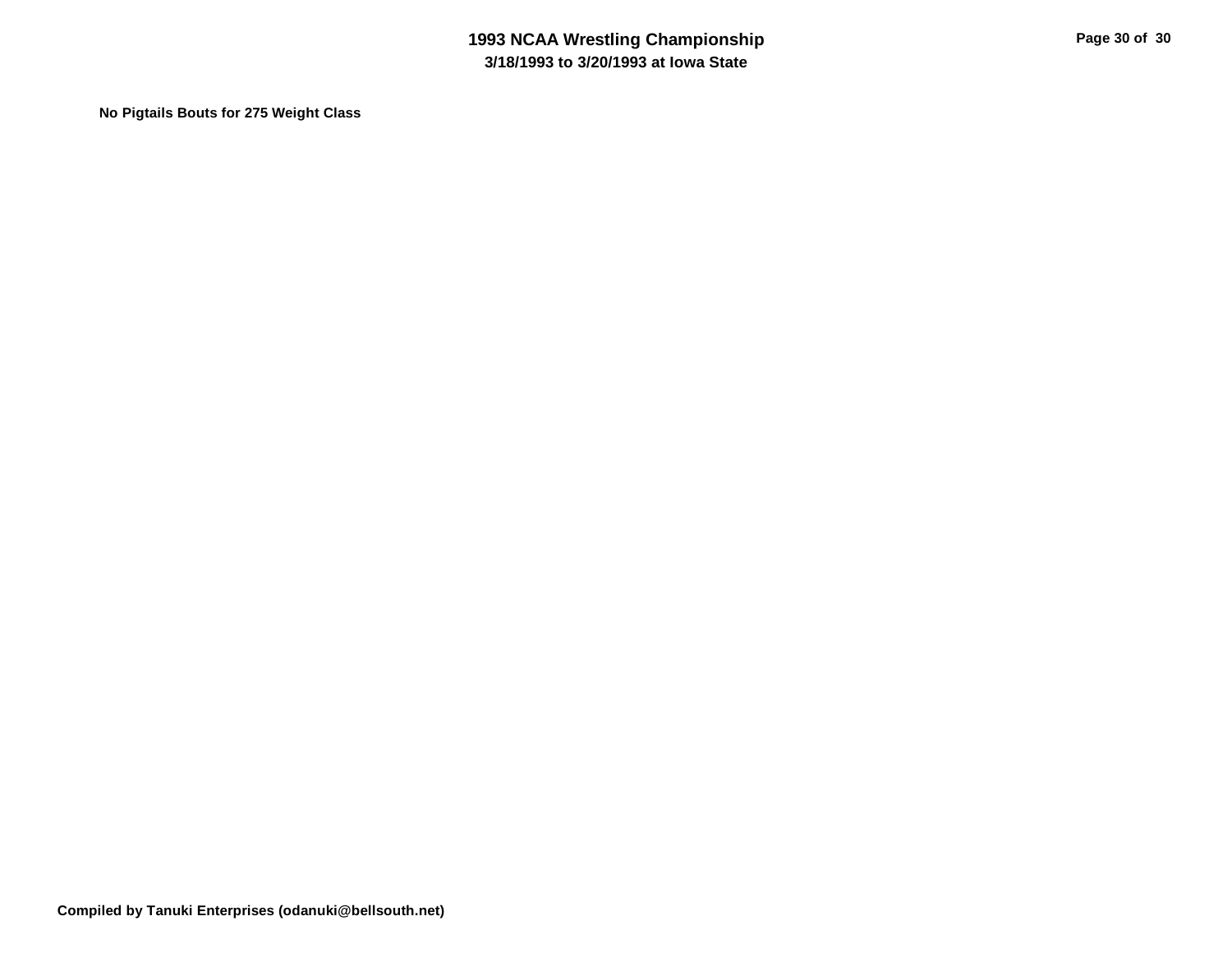**No Pigtails Bouts for 275 Weight Class**